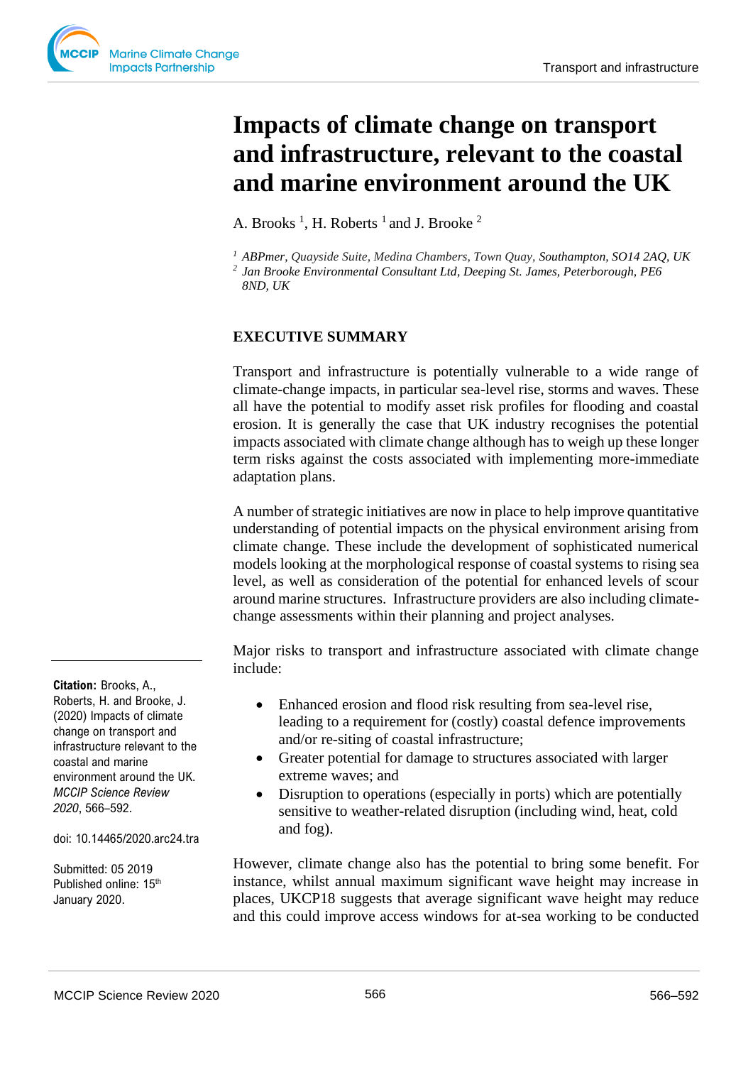# Impacts of climate change on transport and infrastructure, relevant to the coastal and marine environment around the UK

A. Brooks [1], H. Roberts [1] and J. Brooke [2]

[1] *ABPmer, Quayside Suite, Medina Chambers, Town Quay, Southampton, SO14 2AQ, UK*
[2] *Jan Brooke Environmental Consultant Ltd, Deeping St. James, Peterborough, PE6 8ND, UK*

**Citation:** Brooks, A., Roberts, H. and Brooke, J. (2020) Impacts of climate change on transport and infrastructure relevant to the coastal and marine environment around the UK. *MCCIP Science Review 2020*, 566–592.

doi: 10.14465/2020.arc24.tra

Submitted: 05 2019
Published online: 15th January 2020.

## EXECUTIVE SUMMARY

Transport and infrastructure is potentially vulnerable to a wide range of climate-change impacts, in particular sea-level rise, storms and waves. These all have the potential to modify asset risk profiles for flooding and coastal erosion. It is generally the case that UK industry recognises the potential impacts associated with climate change although has to weigh up these longer term risks against the costs associated with implementing more-immediate adaptation plans.

A number of strategic initiatives are now in place to help improve quantitative understanding of potential impacts on the physical environment arising from climate change. These include the development of sophisticated numerical models looking at the morphological response of coastal systems to rising sea level, as well as consideration of the potential for enhanced levels of scour around marine structures. Infrastructure providers are also including climate-change assessments within their planning and project analyses.

Major risks to transport and infrastructure associated with climate change include:

- Enhanced erosion and flood risk resulting from sea-level rise, leading to a requirement for (costly) coastal defence improvements and/or re-siting of coastal infrastructure;
- Greater potential for damage to structures associated with larger extreme waves; and
- Disruption to operations (especially in ports) which are potentially sensitive to weather-related disruption (including wind, heat, cold and fog).

However, climate change also has the potential to bring some benefit. For instance, whilst annual maximum significant wave height may increase in places, UKCP18 suggests that average significant wave height may reduce and this could improve access windows for at-sea working to be conducted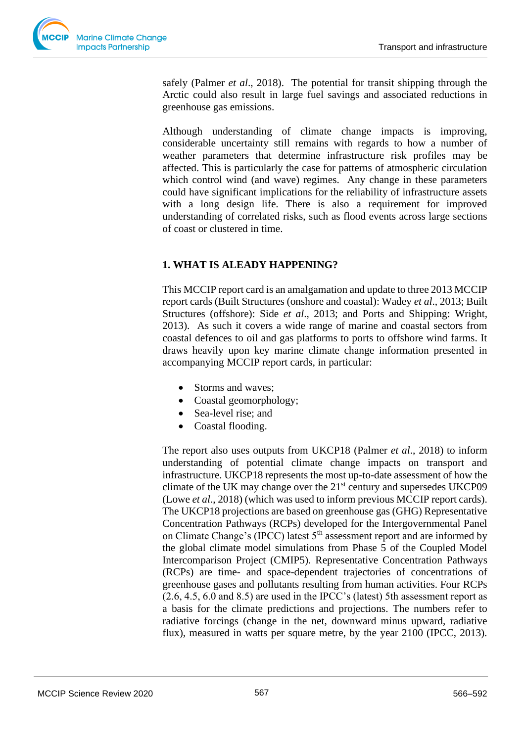safely (Palmer *et al*., 2018). The potential for transit shipping through the Arctic could also result in large fuel savings and associated reductions in greenhouse gas emissions.

Although understanding of climate change impacts is improving, considerable uncertainty still remains with regards to how a number of weather parameters that determine infrastructure risk profiles may be affected. This is particularly the case for patterns of atmospheric circulation which control wind (and wave) regimes. Any change in these parameters could have significant implications for the reliability of infrastructure assets with a long design life. There is also a requirement for improved understanding of correlated risks, such as flood events across large sections of coast or clustered in time.

## 1. WHAT IS ALEADY HAPPENING?

This MCCIP report card is an amalgamation and update to three 2013 MCCIP report cards (Built Structures (onshore and coastal): Wadey *et al*., 2013; Built Structures (offshore): Side *et al*., 2013; and Ports and Shipping: Wright, 2013). As such it covers a wide range of marine and coastal sectors from coastal defences to oil and gas platforms to ports to offshore wind farms. It draws heavily upon key marine climate change information presented in accompanying MCCIP report cards, in particular:

- Storms and waves;
- Coastal geomorphology;
- Sea-level rise; and
- Coastal flooding.

The report also uses outputs from UKCP18 (Palmer *et al*., 2018) to inform understanding of potential climate change impacts on transport and infrastructure. UKCP18 represents the most up-to-date assessment of how the climate of the UK may change over the 21st century and supersedes UKCP09 (Lowe *et al*., 2018) (which was used to inform previous MCCIP report cards). The UKCP18 projections are based on greenhouse gas (GHG) Representative Concentration Pathways (RCPs) developed for the Intergovernmental Panel on Climate Change's (IPCC) latest 5th assessment report and are informed by the global climate model simulations from Phase 5 of the Coupled Model Intercomparison Project (CMIP5). Representative Concentration Pathways (RCPs) are time- and space-dependent trajectories of concentrations of greenhouse gases and pollutants resulting from human activities. Four RCPs (2.6, 4.5, 6.0 and 8.5) are used in the IPCC's (latest) 5th assessment report as a basis for the climate predictions and projections. The numbers refer to radiative forcings (change in the net, downward minus upward, radiative flux), measured in watts per square metre, by the year 2100 (IPCC, 2013).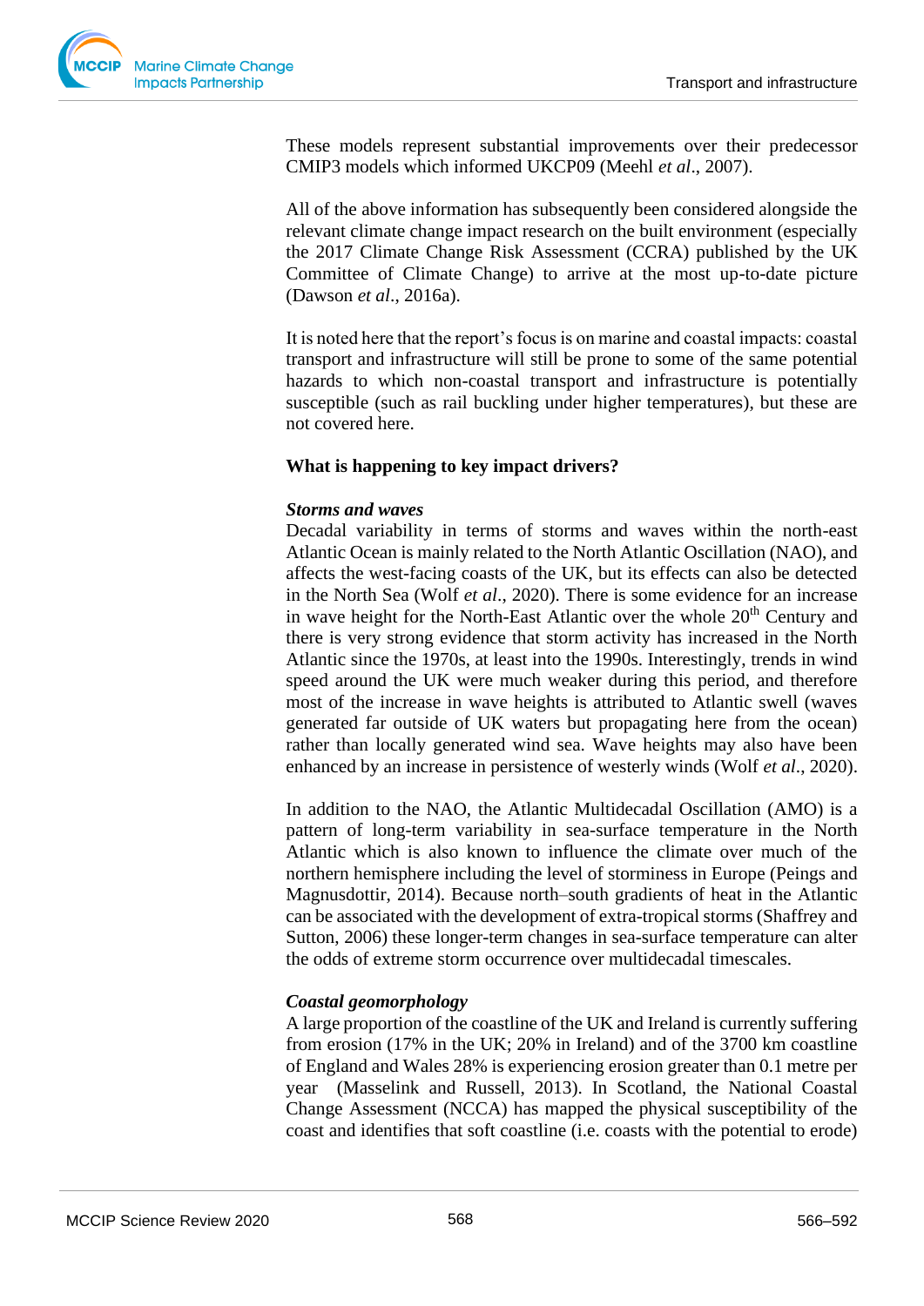These models represent substantial improvements over their predecessor CMIP3 models which informed UKCP09 (Meehl *et al*., 2007).

All of the above information has subsequently been considered alongside the relevant climate change impact research on the built environment (especially the 2017 Climate Change Risk Assessment (CCRA) published by the UK Committee of Climate Change) to arrive at the most up-to-date picture (Dawson *et al*., 2016a).

It is noted here that the report's focus is on marine and coastal impacts: coastal transport and infrastructure will still be prone to some of the same potential hazards to which non-coastal transport and infrastructure is potentially susceptible (such as rail buckling under higher temperatures), but these are not covered here.

## What is happening to key impact drivers?

### *Storms and waves*

Decadal variability in terms of storms and waves within the north-east Atlantic Ocean is mainly related to the North Atlantic Oscillation (NAO), and affects the west-facing coasts of the UK, but its effects can also be detected in the North Sea (Wolf *et al*., 2020). There is some evidence for an increase in wave height for the North-East Atlantic over the whole 20th Century and there is very strong evidence that storm activity has increased in the North Atlantic since the 1970s, at least into the 1990s. Interestingly, trends in wind speed around the UK were much weaker during this period, and therefore most of the increase in wave heights is attributed to Atlantic swell (waves generated far outside of UK waters but propagating here from the ocean) rather than locally generated wind sea. Wave heights may also have been enhanced by an increase in persistence of westerly winds (Wolf *et al*., 2020).

In addition to the NAO, the Atlantic Multidecadal Oscillation (AMO) is a pattern of long-term variability in sea-surface temperature in the North Atlantic which is also known to influence the climate over much of the northern hemisphere including the level of storminess in Europe (Peings and Magnusdottir, 2014). Because north–south gradients of heat in the Atlantic can be associated with the development of extra-tropical storms (Shaffrey and Sutton, 2006) these longer-term changes in sea-surface temperature can alter the odds of extreme storm occurrence over multidecadal timescales.

### *Coastal geomorphology*

A large proportion of the coastline of the UK and Ireland is currently suffering from erosion (17% in the UK; 20% in Ireland) and of the 3700 km coastline of England and Wales 28% is experiencing erosion greater than 0.1 metre per year (Masselink and Russell, 2013). In Scotland, the National Coastal Change Assessment (NCCA) has mapped the physical susceptibility of the coast and identifies that soft coastline (i.e. coasts with the potential to erode)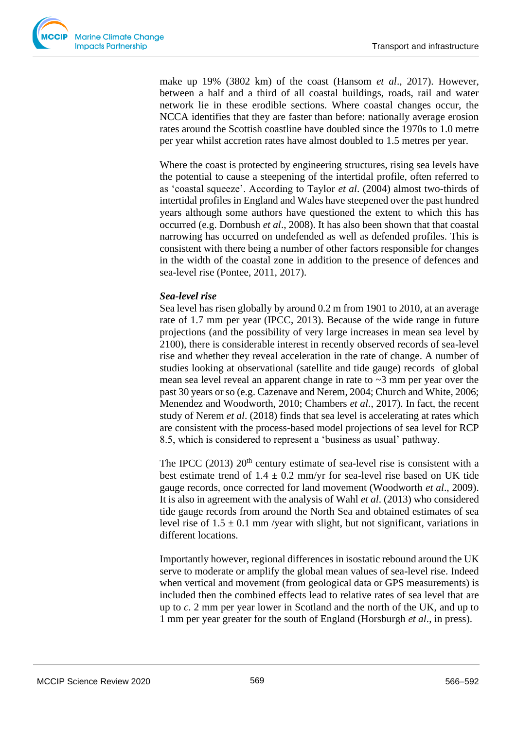make up 19% (3802 km) of the coast (Hansom *et al*., 2017). However, between a half and a third of all coastal buildings, roads, rail and water network lie in these erodible sections. Where coastal changes occur, the NCCA identifies that they are faster than before: nationally average erosion rates around the Scottish coastline have doubled since the 1970s to 1.0 metre per year whilst accretion rates have almost doubled to 1.5 metres per year.

Where the coast is protected by engineering structures, rising sea levels have the potential to cause a steepening of the intertidal profile, often referred to as 'coastal squeeze'. According to Taylor *et al*. (2004) almost two-thirds of intertidal profiles in England and Wales have steepened over the past hundred years although some authors have questioned the extent to which this has occurred (e.g. Dornbush *et al*., 2008). It has also been shown that that coastal narrowing has occurred on undefended as well as defended profiles. This is consistent with there being a number of other factors responsible for changes in the width of the coastal zone in addition to the presence of defences and sea-level rise (Pontee, 2011, 2017).

***Sea-level rise***

Sea level has risen globally by around 0.2 m from 1901 to 2010, at an average rate of 1.7 mm per year (IPCC, 2013). Because of the wide range in future projections (and the possibility of very large increases in mean sea level by 2100), there is considerable interest in recently observed records of sea-level rise and whether they reveal acceleration in the rate of change. A number of studies looking at observational (satellite and tide gauge) records of global mean sea level reveal an apparent change in rate to ~3 mm per year over the past 30 years or so (e.g. Cazenave and Nerem, 2004; Church and White, 2006; Menendez and Woodworth, 2010; Chambers *et al*., 2017). In fact, the recent study of Nerem *et al*. (2018) finds that sea level is accelerating at rates which are consistent with the process-based model projections of sea level for RCP 8.5, which is considered to represent a 'business as usual' pathway.

The IPCC (2013) 20th century estimate of sea-level rise is consistent with a best estimate trend of 1.4 ± 0.2 mm/yr for sea-level rise based on UK tide gauge records, once corrected for land movement (Woodworth *et al*., 2009). It is also in agreement with the analysis of Wahl *et al*. (2013) who considered tide gauge records from around the North Sea and obtained estimates of sea level rise of 1.5 ± 0.1 mm /year with slight, but not significant, variations in different locations.

Importantly however, regional differences in isostatic rebound around the UK serve to moderate or amplify the global mean values of sea-level rise. Indeed when vertical and movement (from geological data or GPS measurements) is included then the combined effects lead to relative rates of sea level that are up to *c*. 2 mm per year lower in Scotland and the north of the UK, and up to 1 mm per year greater for the south of England (Horsburgh *et al*., in press).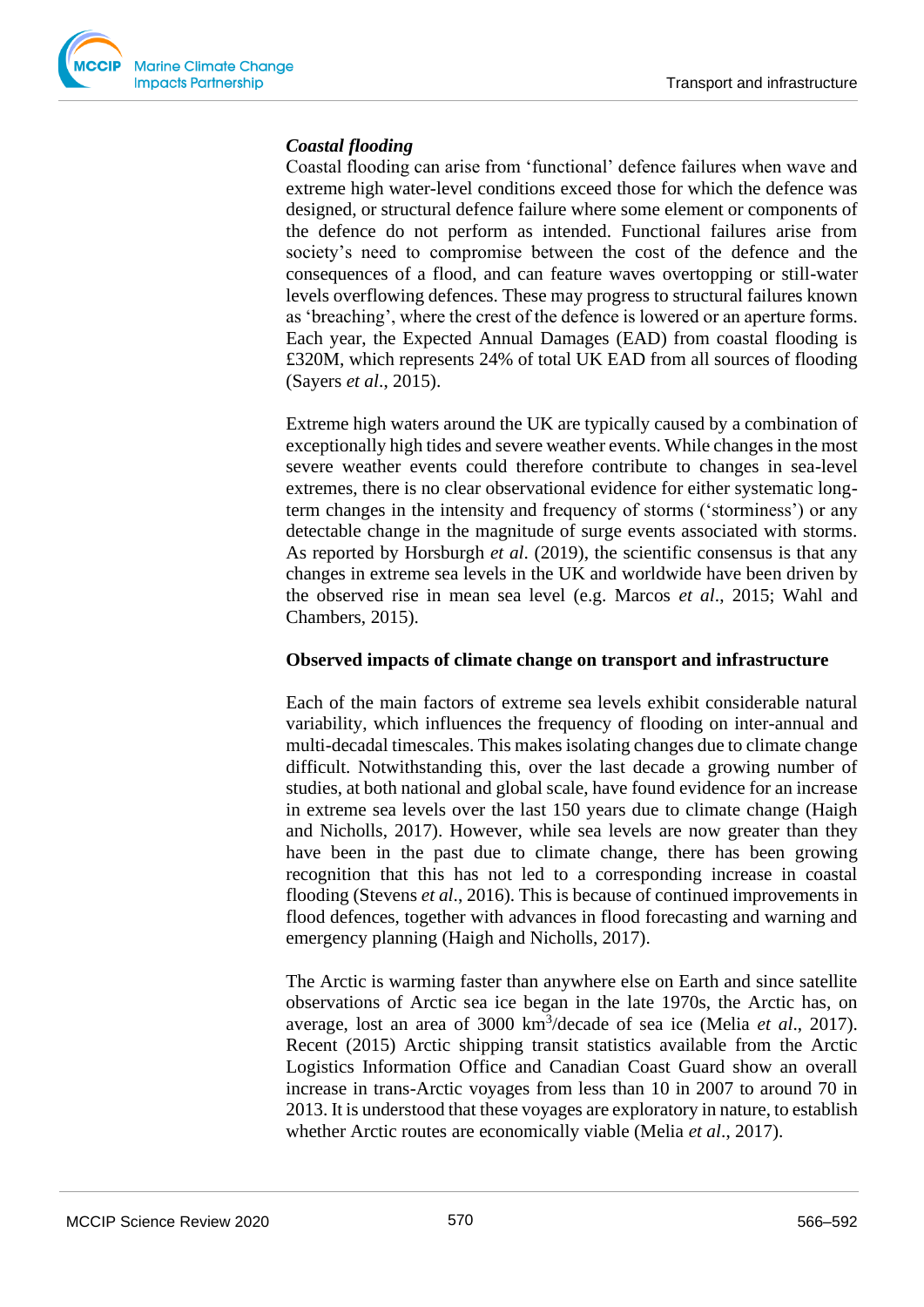*Coastal flooding*

Coastal flooding can arise from 'functional' defence failures when wave and extreme high water-level conditions exceed those for which the defence was designed, or structural defence failure where some element or components of the defence do not perform as intended. Functional failures arise from society's need to compromise between the cost of the defence and the consequences of a flood, and can feature waves overtopping or still-water levels overflowing defences. These may progress to structural failures known as 'breaching', where the crest of the defence is lowered or an aperture forms. Each year, the Expected Annual Damages (EAD) from coastal flooding is £320M, which represents 24% of total UK EAD from all sources of flooding (Sayers *et al*., 2015).

Extreme high waters around the UK are typically caused by a combination of exceptionally high tides and severe weather events. While changes in the most severe weather events could therefore contribute to changes in sea-level extremes, there is no clear observational evidence for either systematic long-term changes in the intensity and frequency of storms ('storminess') or any detectable change in the magnitude of surge events associated with storms. As reported by Horsburgh *et al*. (2019), the scientific consensus is that any changes in extreme sea levels in the UK and worldwide have been driven by the observed rise in mean sea level (e.g. Marcos *et al*., 2015; Wahl and Chambers, 2015).

**Observed impacts of climate change on transport and infrastructure**

Each of the main factors of extreme sea levels exhibit considerable natural variability, which influences the frequency of flooding on inter-annual and multi-decadal timescales. This makes isolating changes due to climate change difficult. Notwithstanding this, over the last decade a growing number of studies, at both national and global scale, have found evidence for an increase in extreme sea levels over the last 150 years due to climate change (Haigh and Nicholls, 2017). However, while sea levels are now greater than they have been in the past due to climate change, there has been growing recognition that this has not led to a corresponding increase in coastal flooding (Stevens *et al*., 2016). This is because of continued improvements in flood defences, together with advances in flood forecasting and warning and emergency planning (Haigh and Nicholls, 2017).

The Arctic is warming faster than anywhere else on Earth and since satellite observations of Arctic sea ice began in the late 1970s, the Arctic has, on average, lost an area of 3000 $km^3$/decade of sea ice (Melia *et al*., 2017). Recent (2015) Arctic shipping transit statistics available from the Arctic Logistics Information Office and Canadian Coast Guard show an overall increase in trans-Arctic voyages from less than 10 in 2007 to around 70 in 2013. It is understood that these voyages are exploratory in nature, to establish whether Arctic routes are economically viable (Melia *et al*., 2017).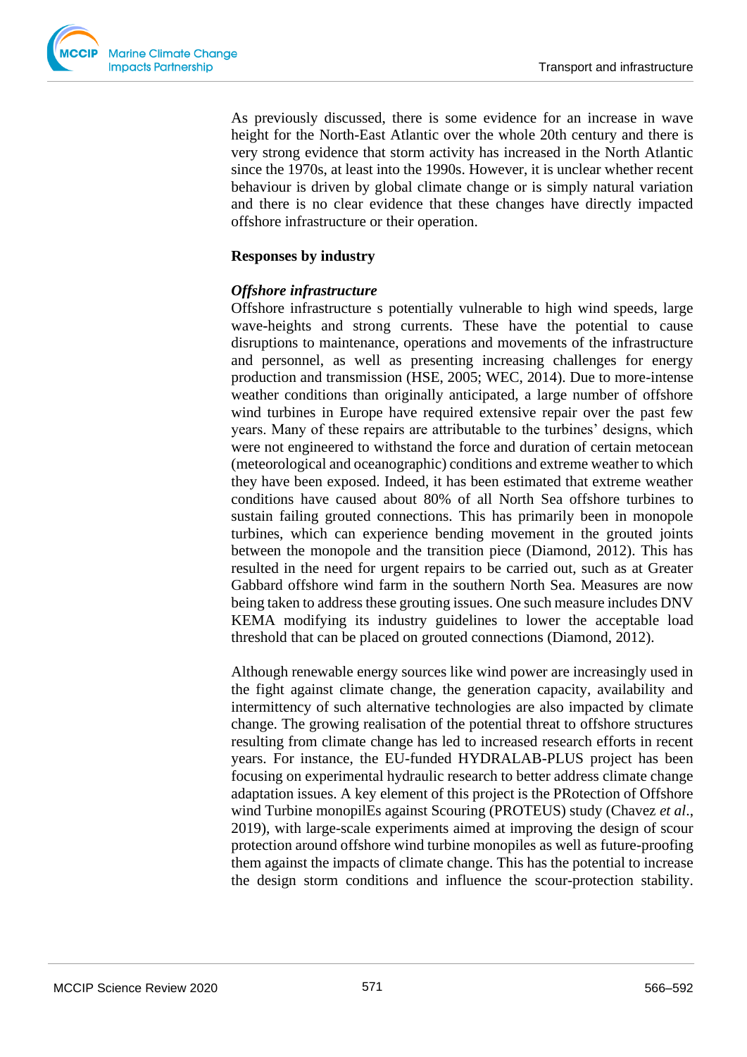As previously discussed, there is some evidence for an increase in wave height for the North-East Atlantic over the whole 20th century and there is very strong evidence that storm activity has increased in the North Atlantic since the 1970s, at least into the 1990s. However, it is unclear whether recent behaviour is driven by global climate change or is simply natural variation and there is no clear evidence that these changes have directly impacted offshore infrastructure or their operation.

**Responses by industry**

***Offshore infrastructure***

Offshore infrastructure s potentially vulnerable to high wind speeds, large wave-heights and strong currents. These have the potential to cause disruptions to maintenance, operations and movements of the infrastructure and personnel, as well as presenting increasing challenges for energy production and transmission (HSE, 2005; WEC, 2014). Due to more-intense weather conditions than originally anticipated, a large number of offshore wind turbines in Europe have required extensive repair over the past few years. Many of these repairs are attributable to the turbines' designs, which were not engineered to withstand the force and duration of certain metocean (meteorological and oceanographic) conditions and extreme weather to which they have been exposed. Indeed, it has been estimated that extreme weather conditions have caused about 80% of all North Sea offshore turbines to sustain failing grouted connections. This has primarily been in monopole turbines, which can experience bending movement in the grouted joints between the monopole and the transition piece (Diamond, 2012). This has resulted in the need for urgent repairs to be carried out, such as at Greater Gabbard offshore wind farm in the southern North Sea. Measures are now being taken to address these grouting issues. One such measure includes DNV KEMA modifying its industry guidelines to lower the acceptable load threshold that can be placed on grouted connections (Diamond, 2012).

Although renewable energy sources like wind power are increasingly used in the fight against climate change, the generation capacity, availability and intermittency of such alternative technologies are also impacted by climate change. The growing realisation of the potential threat to offshore structures resulting from climate change has led to increased research efforts in recent years. For instance, the EU-funded HYDRALAB-PLUS project has been focusing on experimental hydraulic research to better address climate change adaptation issues. A key element of this project is the PRotection of Offshore wind Turbine monopilEs against Scouring (PROTEUS) study (Chavez *et al*., 2019), with large-scale experiments aimed at improving the design of scour protection around offshore wind turbine monopiles as well as future-proofing them against the impacts of climate change. This has the potential to increase the design storm conditions and influence the scour-protection stability.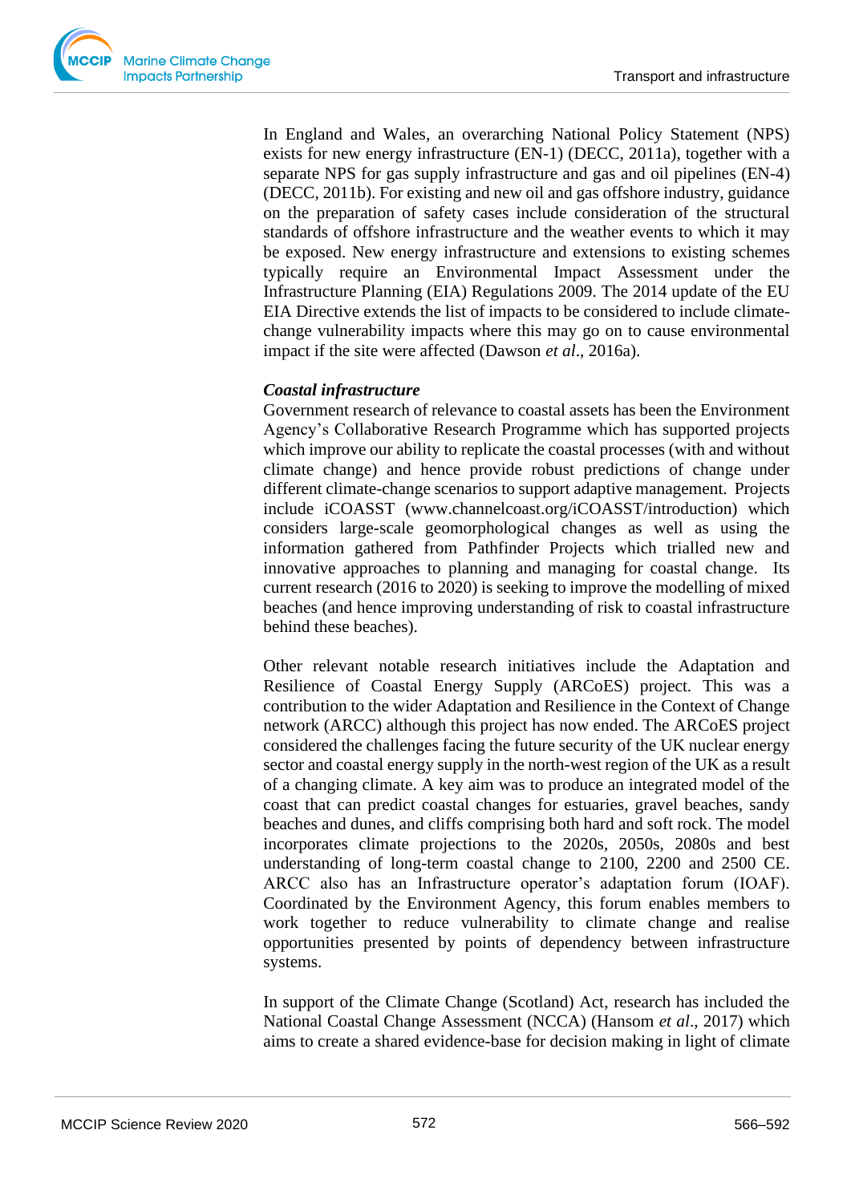In England and Wales, an overarching National Policy Statement (NPS) exists for new energy infrastructure (EN-1) (DECC, 2011a), together with a separate NPS for gas supply infrastructure and gas and oil pipelines (EN-4) (DECC, 2011b). For existing and new oil and gas offshore industry, guidance on the preparation of safety cases include consideration of the structural standards of offshore infrastructure and the weather events to which it may be exposed. New energy infrastructure and extensions to existing schemes typically require an Environmental Impact Assessment under the Infrastructure Planning (EIA) Regulations 2009. The 2014 update of the EU EIA Directive extends the list of impacts to be considered to include climate-change vulnerability impacts where this may go on to cause environmental impact if the site were affected (Dawson *et al*., 2016a).

***Coastal infrastructure***

Government research of relevance to coastal assets has been the Environment Agency's Collaborative Research Programme which has supported projects which improve our ability to replicate the coastal processes (with and without climate change) and hence provide robust predictions of change under different climate-change scenarios to support adaptive management. Projects include iCOASST (www.channelcoast.org/iCOASST/introduction) which considers large-scale geomorphological changes as well as using the information gathered from Pathfinder Projects which trialled new and innovative approaches to planning and managing for coastal change. Its current research (2016 to 2020) is seeking to improve the modelling of mixed beaches (and hence improving understanding of risk to coastal infrastructure behind these beaches).

Other relevant notable research initiatives include the Adaptation and Resilience of Coastal Energy Supply (ARCoES) project. This was a contribution to the wider Adaptation and Resilience in the Context of Change network (ARCC) although this project has now ended. The ARCoES project considered the challenges facing the future security of the UK nuclear energy sector and coastal energy supply in the north-west region of the UK as a result of a changing climate. A key aim was to produce an integrated model of the coast that can predict coastal changes for estuaries, gravel beaches, sandy beaches and dunes, and cliffs comprising both hard and soft rock. The model incorporates climate projections to the 2020s, 2050s, 2080s and best understanding of long-term coastal change to 2100, 2200 and 2500 CE. ARCC also has an Infrastructure operator's adaptation forum (IOAF). Coordinated by the Environment Agency, this forum enables members to work together to reduce vulnerability to climate change and realise opportunities presented by points of dependency between infrastructure systems.

In support of the Climate Change (Scotland) Act, research has included the National Coastal Change Assessment (NCCA) (Hansom *et al*., 2017) which aims to create a shared evidence-base for decision making in light of climate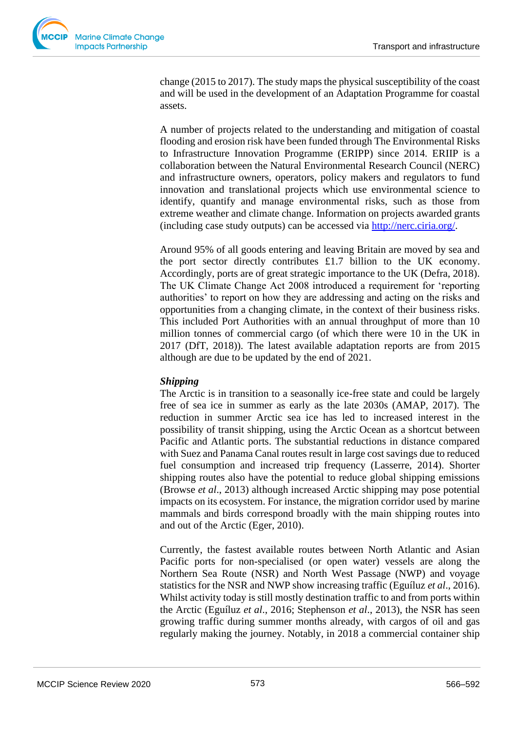change (2015 to 2017). The study maps the physical susceptibility of the coast and will be used in the development of an Adaptation Programme for coastal assets.

A number of projects related to the understanding and mitigation of coastal flooding and erosion risk have been funded through The Environmental Risks to Infrastructure Innovation Programme (ERIPP) since 2014. ERIIP is a collaboration between the Natural Environmental Research Council (NERC) and infrastructure owners, operators, policy makers and regulators to fund innovation and translational projects which use environmental science to identify, quantify and manage environmental risks, such as those from extreme weather and climate change. Information on projects awarded grants (including case study outputs) can be accessed via [http://nerc.ciria.org/](http://nerc.ciria.org/).

Around 95% of all goods entering and leaving Britain are moved by sea and the port sector directly contributes £1.7 billion to the UK economy. Accordingly, ports are of great strategic importance to the UK (Defra, 2018). The UK Climate Change Act 2008 introduced a requirement for 'reporting authorities' to report on how they are addressing and acting on the risks and opportunities from a changing climate, in the context of their business risks. This included Port Authorities with an annual throughput of more than 10 million tonnes of commercial cargo (of which there were 10 in the UK in 2017 (DfT, 2018)). The latest available adaptation reports are from 2015 although are due to be updated by the end of 2021.

***Shipping***

The Arctic is in transition to a seasonally ice-free state and could be largely free of sea ice in summer as early as the late 2030s (AMAP, 2017). The reduction in summer Arctic sea ice has led to increased interest in the possibility of transit shipping, using the Arctic Ocean as a shortcut between Pacific and Atlantic ports. The substantial reductions in distance compared with Suez and Panama Canal routes result in large cost savings due to reduced fuel consumption and increased trip frequency (Lasserre, 2014). Shorter shipping routes also have the potential to reduce global shipping emissions (Browse *et al*., 2013) although increased Arctic shipping may pose potential impacts on its ecosystem. For instance, the migration corridor used by marine mammals and birds correspond broadly with the main shipping routes into and out of the Arctic (Eger, 2010).

Currently, the fastest available routes between North Atlantic and Asian Pacific ports for non-specialised (or open water) vessels are along the Northern Sea Route (NSR) and North West Passage (NWP) and voyage statistics for the NSR and NWP show increasing traffic (Eguíluz *et al*., 2016). Whilst activity today is still mostly destination traffic to and from ports within the Arctic (Eguíluz *et al*., 2016; Stephenson *et al*., 2013), the NSR has seen growing traffic during summer months already, with cargos of oil and gas regularly making the journey. Notably, in 2018 a commercial container ship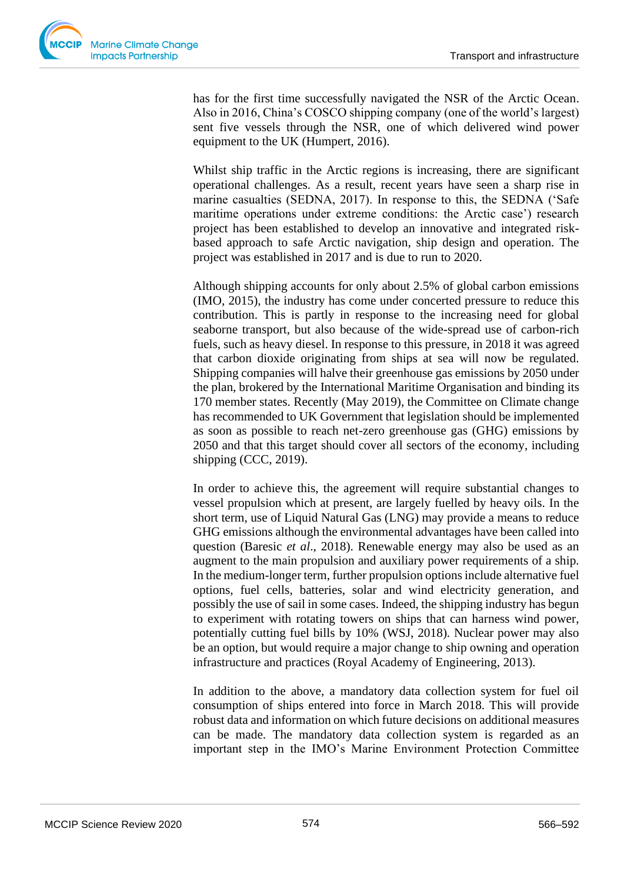has for the first time successfully navigated the NSR of the Arctic Ocean. Also in 2016, China's COSCO shipping company (one of the world's largest) sent five vessels through the NSR, one of which delivered wind power equipment to the UK (Humpert, 2016).

Whilst ship traffic in the Arctic regions is increasing, there are significant operational challenges. As a result, recent years have seen a sharp rise in marine casualties (SEDNA, 2017). In response to this, the SEDNA ('Safe maritime operations under extreme conditions: the Arctic case') research project has been established to develop an innovative and integrated risk-based approach to safe Arctic navigation, ship design and operation. The project was established in 2017 and is due to run to 2020.

Although shipping accounts for only about 2.5% of global carbon emissions (IMO, 2015), the industry has come under concerted pressure to reduce this contribution. This is partly in response to the increasing need for global seaborne transport, but also because of the wide-spread use of carbon-rich fuels, such as heavy diesel. In response to this pressure, in 2018 it was agreed that carbon dioxide originating from ships at sea will now be regulated. Shipping companies will halve their greenhouse gas emissions by 2050 under the plan, brokered by the International Maritime Organisation and binding its 170 member states. Recently (May 2019), the Committee on Climate change has recommended to UK Government that legislation should be implemented as soon as possible to reach net-zero greenhouse gas (GHG) emissions by 2050 and that this target should cover all sectors of the economy, including shipping (CCC, 2019).

In order to achieve this, the agreement will require substantial changes to vessel propulsion which at present, are largely fuelled by heavy oils. In the short term, use of Liquid Natural Gas (LNG) may provide a means to reduce GHG emissions although the environmental advantages have been called into question (Baresic *et al*., 2018). Renewable energy may also be used as an augment to the main propulsion and auxiliary power requirements of a ship. In the medium-longer term, further propulsion options include alternative fuel options, fuel cells, batteries, solar and wind electricity generation, and possibly the use of sail in some cases. Indeed, the shipping industry has begun to experiment with rotating towers on ships that can harness wind power, potentially cutting fuel bills by 10% (WSJ, 2018). Nuclear power may also be an option, but would require a major change to ship owning and operation infrastructure and practices (Royal Academy of Engineering, 2013).

In addition to the above, a mandatory data collection system for fuel oil consumption of ships entered into force in March 2018. This will provide robust data and information on which future decisions on additional measures can be made. The mandatory data collection system is regarded as an important step in the IMO's Marine Environment Protection Committee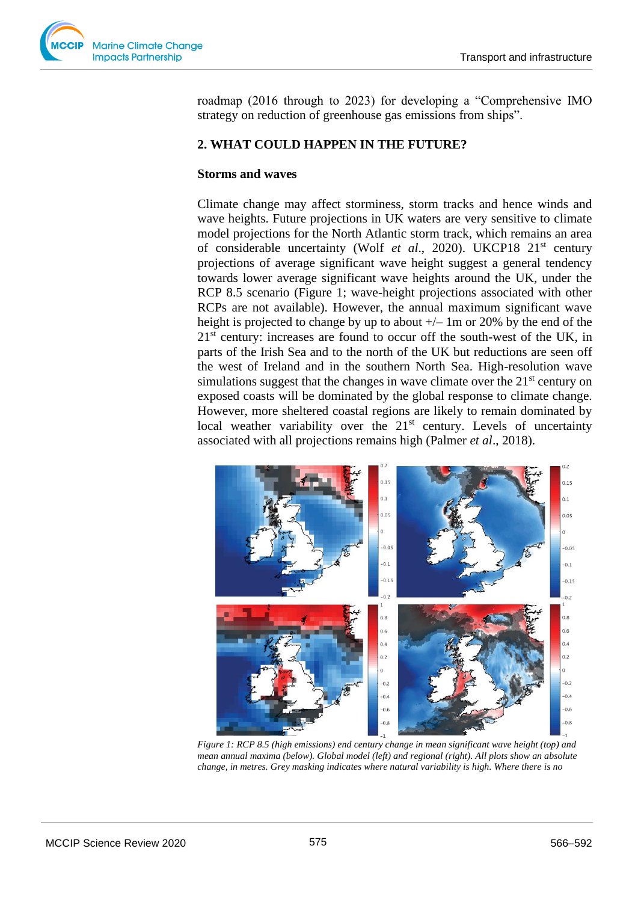roadmap (2016 through to 2023) for developing a "Comprehensive IMO strategy on reduction of greenhouse gas emissions from ships".

## 2. WHAT COULD HAPPEN IN THE FUTURE?

### Storms and waves

Climate change may affect storminess, storm tracks and hence winds and wave heights. Future projections in UK waters are very sensitive to climate model projections for the North Atlantic storm track, which remains an area of considerable uncertainty (Wolf *et al*., 2020). UKCP18 21st century projections of average significant wave height suggest a general tendency towards lower average significant wave heights around the UK, under the RCP 8.5 scenario (Figure 1; wave-height projections associated with other RCPs are not available). However, the annual maximum significant wave height is projected to change by up to about +/– 1m or 20% by the end of the 21st century: increases are found to occur off the south-west of the UK, in parts of the Irish Sea and to the north of the UK but reductions are seen off the west of Ireland and in the southern North Sea. High-resolution wave simulations suggest that the changes in wave climate over the 21st century on exposed coasts will be dominated by the global response to climate change. However, more sheltered coastal regions are likely to remain dominated by local weather variability over the 21st century. Levels of uncertainty associated with all projections remains high (Palmer *et al*., 2018).

*Figure 1: RCP 8.5 (high emissions) end century change in mean significant wave height (top) and mean annual maxima (below). Global model (left) and regional (right). All plots show an absolute change, in metres. Grey masking indicates where natural variability is high. Where there is no*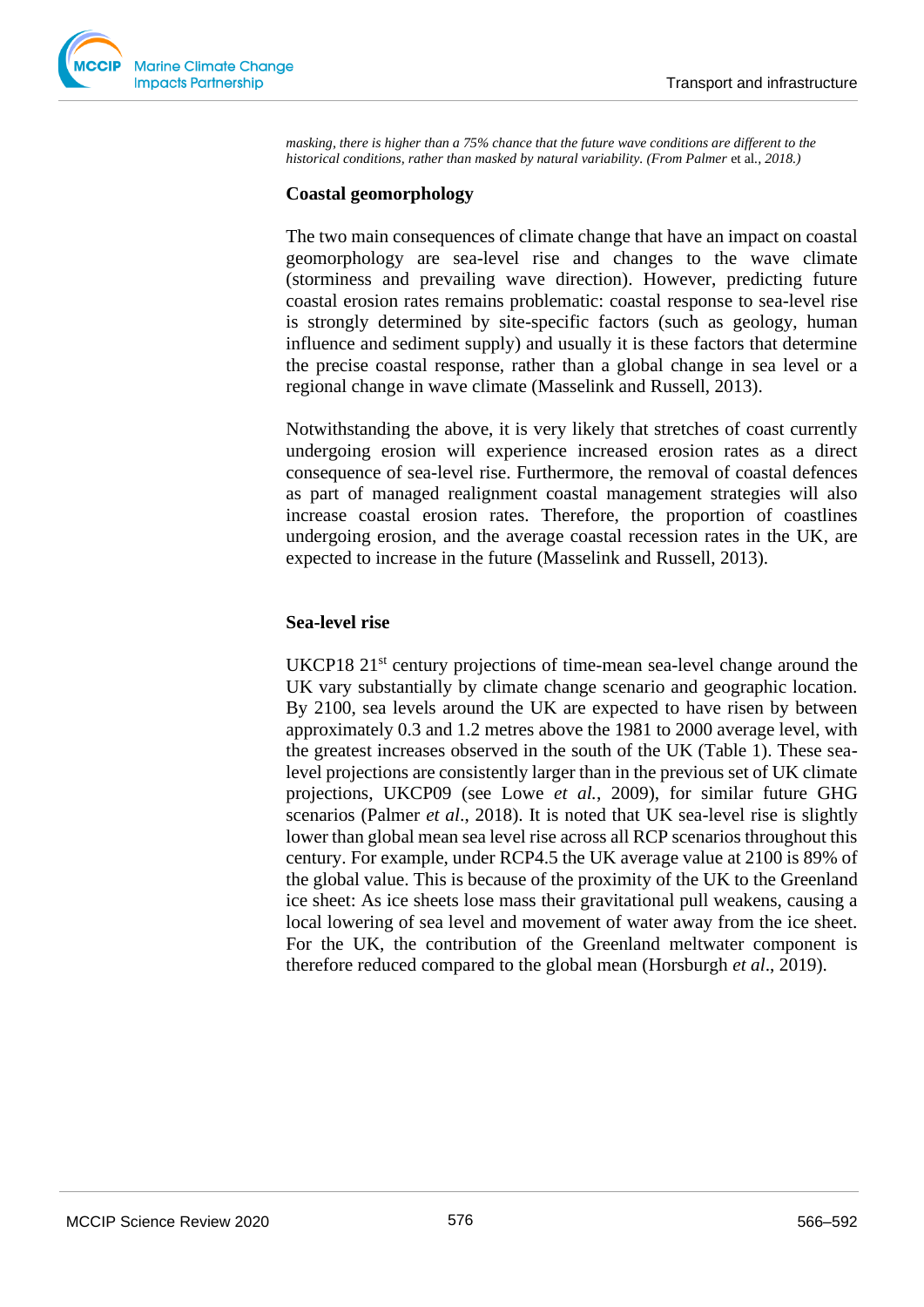*masking, there is higher than a 75% chance that the future wave conditions are different to the historical conditions, rather than masked by natural variability. (From Palmer* et al.*, 2018.)*

## Coastal geomorphology

The two main consequences of climate change that have an impact on coastal geomorphology are sea-level rise and changes to the wave climate (storminess and prevailing wave direction). However, predicting future coastal erosion rates remains problematic: coastal response to sea-level rise is strongly determined by site-specific factors (such as geology, human influence and sediment supply) and usually it is these factors that determine the precise coastal response, rather than a global change in sea level or a regional change in wave climate (Masselink and Russell, 2013).

Notwithstanding the above, it is very likely that stretches of coast currently undergoing erosion will experience increased erosion rates as a direct consequence of sea-level rise. Furthermore, the removal of coastal defences as part of managed realignment coastal management strategies will also increase coastal erosion rates. Therefore, the proportion of coastlines undergoing erosion, and the average coastal recession rates in the UK, are expected to increase in the future (Masselink and Russell, 2013).

## Sea-level rise

UKCP18 21st century projections of time-mean sea-level change around the UK vary substantially by climate change scenario and geographic location. By 2100, sea levels around the UK are expected to have risen by between approximately 0.3 and 1.2 metres above the 1981 to 2000 average level, with the greatest increases observed in the south of the UK (Table 1). These sea-level projections are consistently larger than in the previous set of UK climate projections, UKCP09 (see Lowe *et al.*, 2009), for similar future GHG scenarios (Palmer *et al*., 2018). It is noted that UK sea-level rise is slightly lower than global mean sea level rise across all RCP scenarios throughout this century. For example, under RCP4.5 the UK average value at 2100 is 89% of the global value. This is because of the proximity of the UK to the Greenland ice sheet: As ice sheets lose mass their gravitational pull weakens, causing a local lowering of sea level and movement of water away from the ice sheet. For the UK, the contribution of the Greenland meltwater component is therefore reduced compared to the global mean (Horsburgh *et al*., 2019).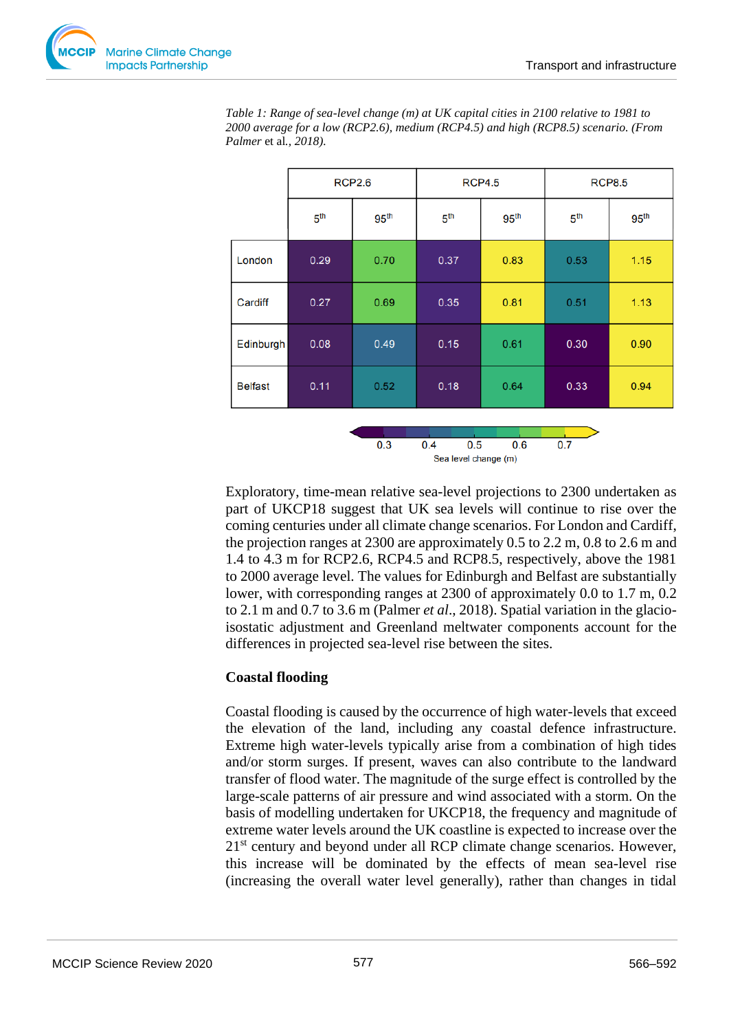*Table 1: Range of sea-level change (m) at UK capital cities in 2100 relative to 1981 to 2000 average for a low (RCP2.6), medium (RCP4.5) and high (RCP8.5) scenario. (From Palmer* et al.*, 2018).*

| | RCP2.6 | | RCP4.5 | | RCP8.5 | |
|---|---|---|---|---|---|---|
| | 5th | 95th | 5th | 95th | 5th | 95th |
| London | 0.29 | 0.70 | 0.37 | 0.83 | 0.53 | 1.15 |
| Cardiff | 0.27 | 0.69 | 0.35 | 0.81 | 0.51 | 1.13 |
| Edinburgh | 0.08 | 0.49 | 0.15 | 0.61 | 0.30 | 0.90 |
| Belfast | 0.11 | 0.52 | 0.18 | 0.64 | 0.33 | 0.94 |

Sea level change (m): 0.3 0.4 0.5 0.6 0.7

Exploratory, time-mean relative sea-level projections to 2300 undertaken as part of UKCP18 suggest that UK sea levels will continue to rise over the coming centuries under all climate change scenarios. For London and Cardiff, the projection ranges at 2300 are approximately 0.5 to 2.2 m, 0.8 to 2.6 m and 1.4 to 4.3 m for RCP2.6, RCP4.5 and RCP8.5, respectively, above the 1981 to 2000 average level. The values for Edinburgh and Belfast are substantially lower, with corresponding ranges at 2300 of approximately 0.0 to 1.7 m, 0.2 to 2.1 m and 0.7 to 3.6 m (Palmer *et al*., 2018). Spatial variation in the glacio-isostatic adjustment and Greenland meltwater components account for the differences in projected sea-level rise between the sites.

**Coastal flooding**

Coastal flooding is caused by the occurrence of high water-levels that exceed the elevation of the land, including any coastal defence infrastructure. Extreme high water-levels typically arise from a combination of high tides and/or storm surges. If present, waves can also contribute to the landward transfer of flood water. The magnitude of the surge effect is controlled by the large-scale patterns of air pressure and wind associated with a storm. On the basis of modelling undertaken for UKCP18, the frequency and magnitude of extreme water levels around the UK coastline is expected to increase over the 21st century and beyond under all RCP climate change scenarios. However, this increase will be dominated by the effects of mean sea-level rise (increasing the overall water level generally), rather than changes in tidal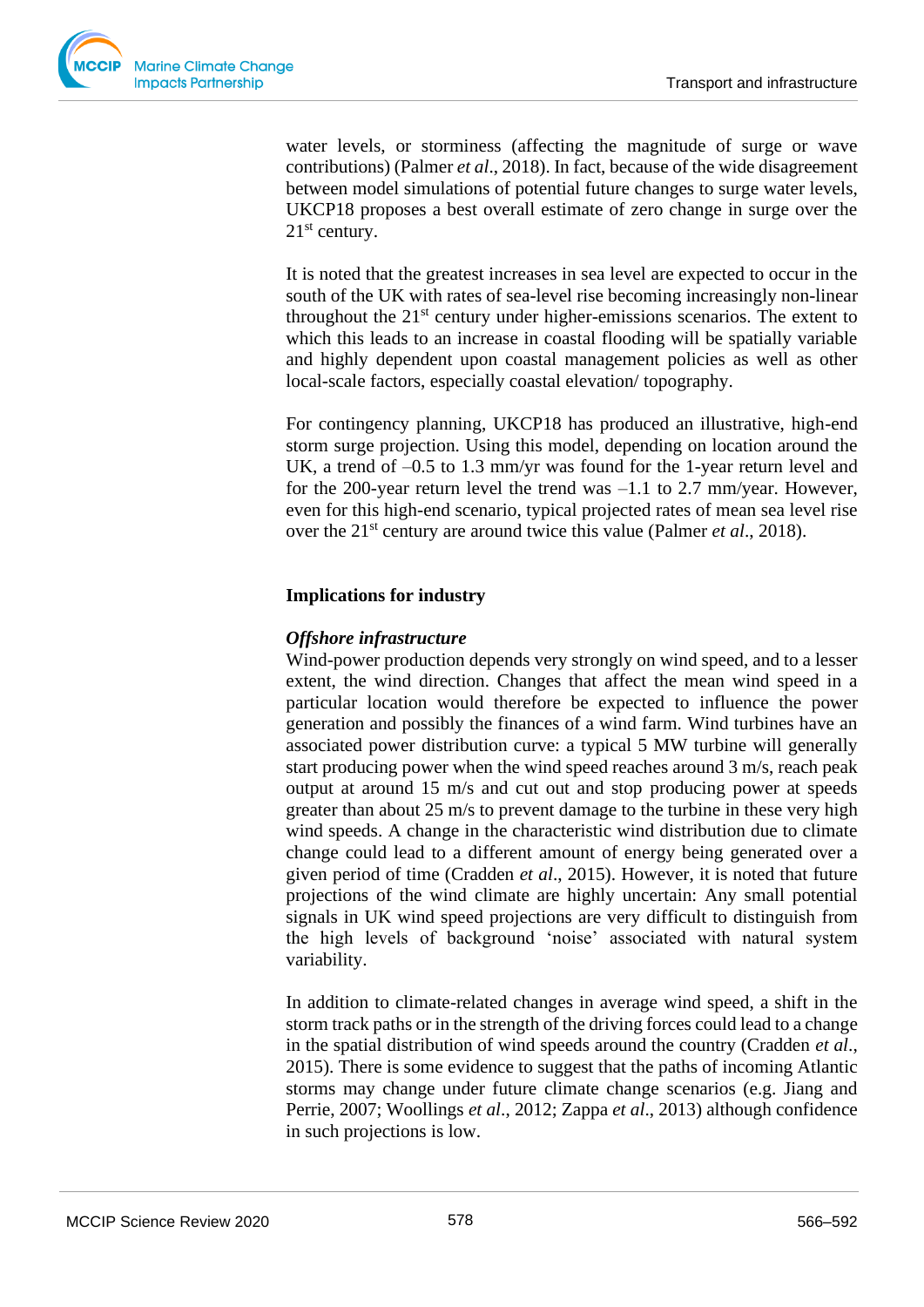water levels, or storminess (affecting the magnitude of surge or wave contributions) (Palmer *et al*., 2018). In fact, because of the wide disagreement between model simulations of potential future changes to surge water levels, UKCP18 proposes a best overall estimate of zero change in surge over the 21st century.

It is noted that the greatest increases in sea level are expected to occur in the south of the UK with rates of sea-level rise becoming increasingly non-linear throughout the 21st century under higher-emissions scenarios. The extent to which this leads to an increase in coastal flooding will be spatially variable and highly dependent upon coastal management policies as well as other local-scale factors, especially coastal elevation/ topography.

For contingency planning, UKCP18 has produced an illustrative, high-end storm surge projection. Using this model, depending on location around the UK, a trend of –0.5 to 1.3 mm/yr was found for the 1-year return level and for the 200-year return level the trend was –1.1 to 2.7 mm/year. However, even for this high-end scenario, typical projected rates of mean sea level rise over the 21st century are around twice this value (Palmer *et al*., 2018).

## Implications for industry

### *Offshore infrastructure*

Wind-power production depends very strongly on wind speed, and to a lesser extent, the wind direction. Changes that affect the mean wind speed in a particular location would therefore be expected to influence the power generation and possibly the finances of a wind farm. Wind turbines have an associated power distribution curve: a typical 5 MW turbine will generally start producing power when the wind speed reaches around 3 m/s, reach peak output at around 15 m/s and cut out and stop producing power at speeds greater than about 25 m/s to prevent damage to the turbine in these very high wind speeds. A change in the characteristic wind distribution due to climate change could lead to a different amount of energy being generated over a given period of time (Cradden *et al*., 2015). However, it is noted that future projections of the wind climate are highly uncertain: Any small potential signals in UK wind speed projections are very difficult to distinguish from the high levels of background 'noise' associated with natural system variability.

In addition to climate-related changes in average wind speed, a shift in the storm track paths or in the strength of the driving forces could lead to a change in the spatial distribution of wind speeds around the country (Cradden *et al*., 2015). There is some evidence to suggest that the paths of incoming Atlantic storms may change under future climate change scenarios (e.g. Jiang and Perrie, 2007; Woollings *et al*., 2012; Zappa *et al*., 2013) although confidence in such projections is low.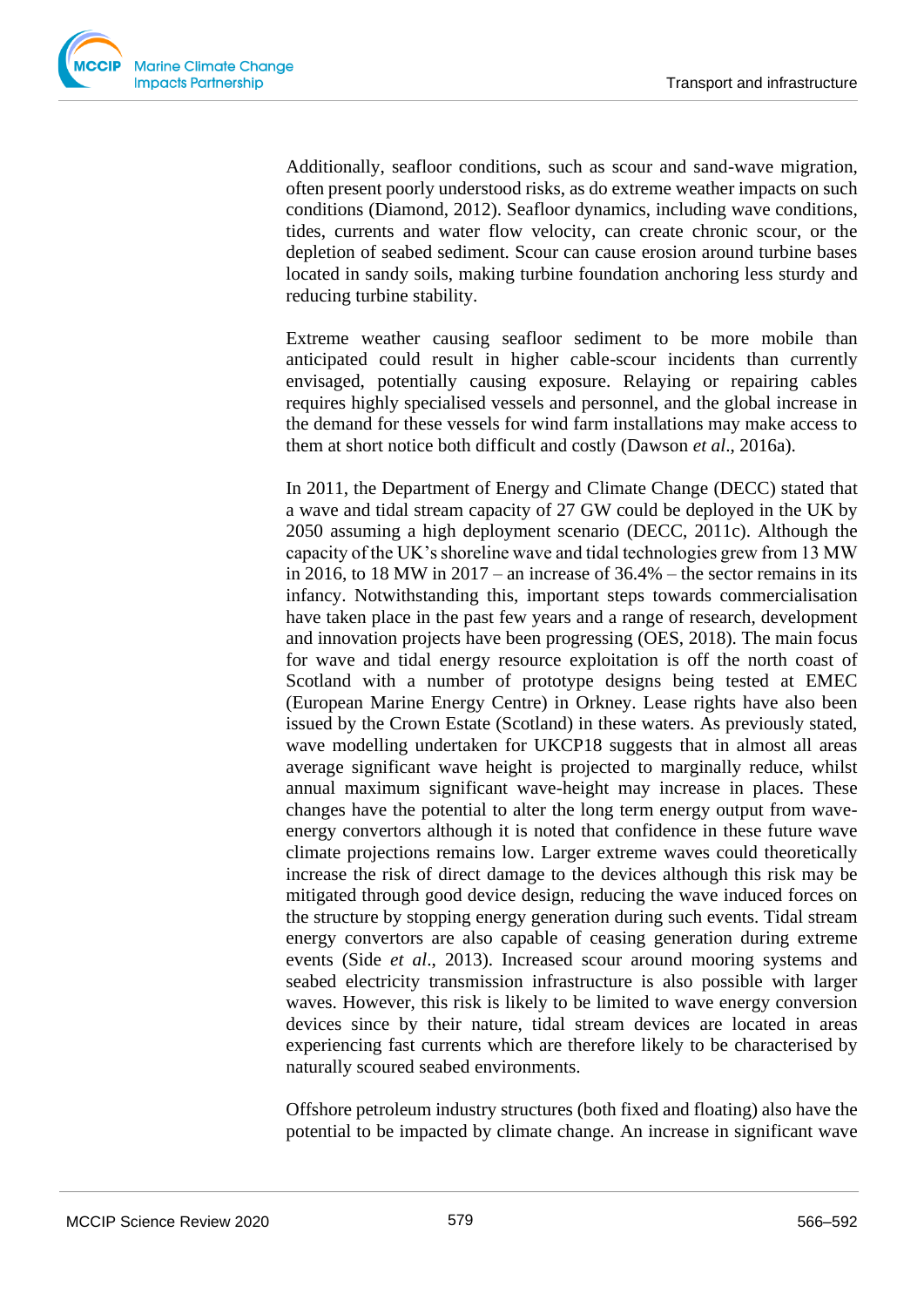Additionally, seafloor conditions, such as scour and sand-wave migration, often present poorly understood risks, as do extreme weather impacts on such conditions (Diamond, 2012). Seafloor dynamics, including wave conditions, tides, currents and water flow velocity, can create chronic scour, or the depletion of seabed sediment. Scour can cause erosion around turbine bases located in sandy soils, making turbine foundation anchoring less sturdy and reducing turbine stability.

Extreme weather causing seafloor sediment to be more mobile than anticipated could result in higher cable-scour incidents than currently envisaged, potentially causing exposure. Relaying or repairing cables requires highly specialised vessels and personnel, and the global increase in the demand for these vessels for wind farm installations may make access to them at short notice both difficult and costly (Dawson *et al*., 2016a).

In 2011, the Department of Energy and Climate Change (DECC) stated that a wave and tidal stream capacity of 27 GW could be deployed in the UK by 2050 assuming a high deployment scenario (DECC, 2011c). Although the capacity of the UK's shoreline wave and tidal technologies grew from 13 MW in 2016, to 18 MW in 2017 – an increase of 36.4% – the sector remains in its infancy. Notwithstanding this, important steps towards commercialisation have taken place in the past few years and a range of research, development and innovation projects have been progressing (OES, 2018). The main focus for wave and tidal energy resource exploitation is off the north coast of Scotland with a number of prototype designs being tested at EMEC (European Marine Energy Centre) in Orkney. Lease rights have also been issued by the Crown Estate (Scotland) in these waters. As previously stated, wave modelling undertaken for UKCP18 suggests that in almost all areas average significant wave height is projected to marginally reduce, whilst annual maximum significant wave-height may increase in places. These changes have the potential to alter the long term energy output from wave-energy convertors although it is noted that confidence in these future wave climate projections remains low. Larger extreme waves could theoretically increase the risk of direct damage to the devices although this risk may be mitigated through good device design, reducing the wave induced forces on the structure by stopping energy generation during such events. Tidal stream energy convertors are also capable of ceasing generation during extreme events (Side *et al*., 2013). Increased scour around mooring systems and seabed electricity transmission infrastructure is also possible with larger waves. However, this risk is likely to be limited to wave energy conversion devices since by their nature, tidal stream devices are located in areas experiencing fast currents which are therefore likely to be characterised by naturally scoured seabed environments.

Offshore petroleum industry structures (both fixed and floating) also have the potential to be impacted by climate change. An increase in significant wave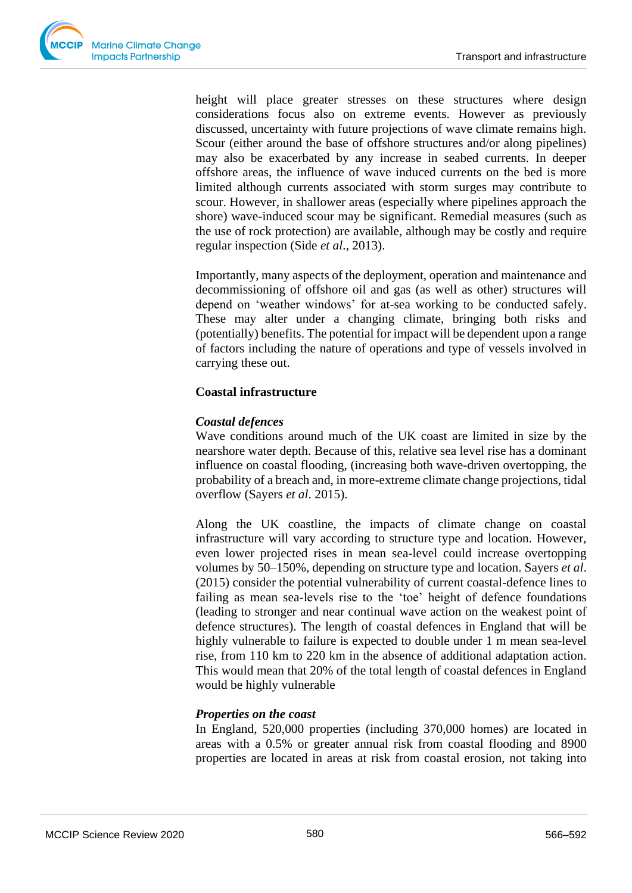height will place greater stresses on these structures where design considerations focus also on extreme events. However as previously discussed, uncertainty with future projections of wave climate remains high. Scour (either around the base of offshore structures and/or along pipelines) may also be exacerbated by any increase in seabed currents. In deeper offshore areas, the influence of wave induced currents on the bed is more limited although currents associated with storm surges may contribute to scour. However, in shallower areas (especially where pipelines approach the shore) wave-induced scour may be significant. Remedial measures (such as the use of rock protection) are available, although may be costly and require regular inspection (Side *et al*., 2013).

Importantly, many aspects of the deployment, operation and maintenance and decommissioning of offshore oil and gas (as well as other) structures will depend on 'weather windows' for at-sea working to be conducted safely. These may alter under a changing climate, bringing both risks and (potentially) benefits. The potential for impact will be dependent upon a range of factors including the nature of operations and type of vessels involved in carrying these out.

## Coastal infrastructure

### *Coastal defences*

Wave conditions around much of the UK coast are limited in size by the nearshore water depth. Because of this, relative sea level rise has a dominant influence on coastal flooding, (increasing both wave-driven overtopping, the probability of a breach and, in more-extreme climate change projections, tidal overflow (Sayers *et al*. 2015).

Along the UK coastline, the impacts of climate change on coastal infrastructure will vary according to structure type and location. However, even lower projected rises in mean sea-level could increase overtopping volumes by 50–150%, depending on structure type and location. Sayers *et al*. (2015) consider the potential vulnerability of current coastal-defence lines to failing as mean sea-levels rise to the 'toe' height of defence foundations (leading to stronger and near continual wave action on the weakest point of defence structures). The length of coastal defences in England that will be highly vulnerable to failure is expected to double under 1 m mean sea-level rise, from 110 km to 220 km in the absence of additional adaptation action. This would mean that 20% of the total length of coastal defences in England would be highly vulnerable

### *Properties on the coast*

In England, 520,000 properties (including 370,000 homes) are located in areas with a 0.5% or greater annual risk from coastal flooding and 8900 properties are located in areas at risk from coastal erosion, not taking into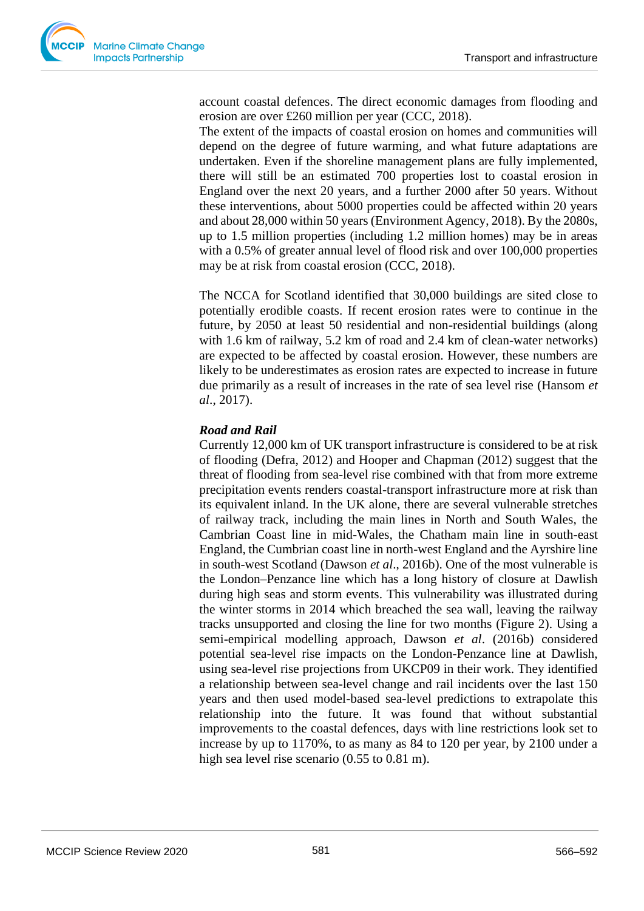account coastal defences. The direct economic damages from flooding and erosion are over £260 million per year (CCC, 2018).
The extent of the impacts of coastal erosion on homes and communities will depend on the degree of future warming, and what future adaptations are undertaken. Even if the shoreline management plans are fully implemented, there will still be an estimated 700 properties lost to coastal erosion in England over the next 20 years, and a further 2000 after 50 years. Without these interventions, about 5000 properties could be affected within 20 years and about 28,000 within 50 years (Environment Agency, 2018). By the 2080s, up to 1.5 million properties (including 1.2 million homes) may be in areas with a 0.5% of greater annual level of flood risk and over 100,000 properties may be at risk from coastal erosion (CCC, 2018).

The NCCA for Scotland identified that 30,000 buildings are sited close to potentially erodible coasts. If recent erosion rates were to continue in the future, by 2050 at least 50 residential and non-residential buildings (along with 1.6 km of railway, 5.2 km of road and 2.4 km of clean-water networks) are expected to be affected by coastal erosion. However, these numbers are likely to be underestimates as erosion rates are expected to increase in future due primarily as a result of increases in the rate of sea level rise (Hansom *et al*., 2017).

***Road and Rail***

Currently 12,000 km of UK transport infrastructure is considered to be at risk of flooding (Defra, 2012) and Hooper and Chapman (2012) suggest that the threat of flooding from sea-level rise combined with that from more extreme precipitation events renders coastal-transport infrastructure more at risk than its equivalent inland. In the UK alone, there are several vulnerable stretches of railway track, including the main lines in North and South Wales, the Cambrian Coast line in mid-Wales, the Chatham main line in south-east England, the Cumbrian coast line in north-west England and the Ayrshire line in south-west Scotland (Dawson *et al*., 2016b). One of the most vulnerable is the London–Penzance line which has a long history of closure at Dawlish during high seas and storm events. This vulnerability was illustrated during the winter storms in 2014 which breached the sea wall, leaving the railway tracks unsupported and closing the line for two months (Figure 2). Using a semi-empirical modelling approach, Dawson *et al*. (2016b) considered potential sea-level rise impacts on the London-Penzance line at Dawlish, using sea-level rise projections from UKCP09 in their work. They identified a relationship between sea-level change and rail incidents over the last 150 years and then used model-based sea-level predictions to extrapolate this relationship into the future. It was found that without substantial improvements to the coastal defences, days with line restrictions look set to increase by up to 1170%, to as many as 84 to 120 per year, by 2100 under a high sea level rise scenario (0.55 to 0.81 m).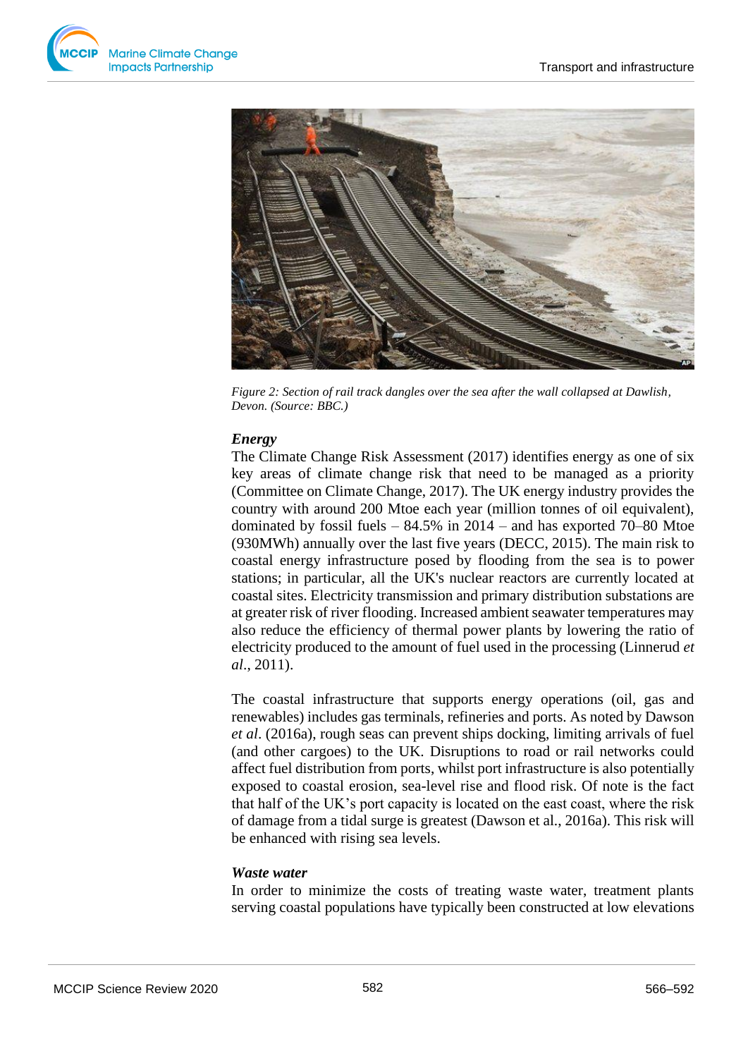*Figure 2: Section of rail track dangles over the sea after the wall collapsed at Dawlish, Devon. (Source: BBC.)*

### *Energy*

The Climate Change Risk Assessment (2017) identifies energy as one of six key areas of climate change risk that need to be managed as a priority (Committee on Climate Change, 2017). The UK energy industry provides the country with around 200 Mtoe each year (million tonnes of oil equivalent), dominated by fossil fuels – 84.5% in 2014 – and has exported 70–80 Mtoe (930MWh) annually over the last five years (DECC, 2015). The main risk to coastal energy infrastructure posed by flooding from the sea is to power stations; in particular, all the UK's nuclear reactors are currently located at coastal sites. Electricity transmission and primary distribution substations are at greater risk of river flooding. Increased ambient seawater temperatures may also reduce the efficiency of thermal power plants by lowering the ratio of electricity produced to the amount of fuel used in the processing (Linnerud *et al*., 2011).

The coastal infrastructure that supports energy operations (oil, gas and renewables) includes gas terminals, refineries and ports. As noted by Dawson *et al*. (2016a), rough seas can prevent ships docking, limiting arrivals of fuel (and other cargoes) to the UK. Disruptions to road or rail networks could affect fuel distribution from ports, whilst port infrastructure is also potentially exposed to coastal erosion, sea-level rise and flood risk. Of note is the fact that half of the UK's port capacity is located on the east coast, where the risk of damage from a tidal surge is greatest (Dawson et al., 2016a). This risk will be enhanced with rising sea levels.

### *Waste water*

In order to minimize the costs of treating waste water, treatment plants serving coastal populations have typically been constructed at low elevations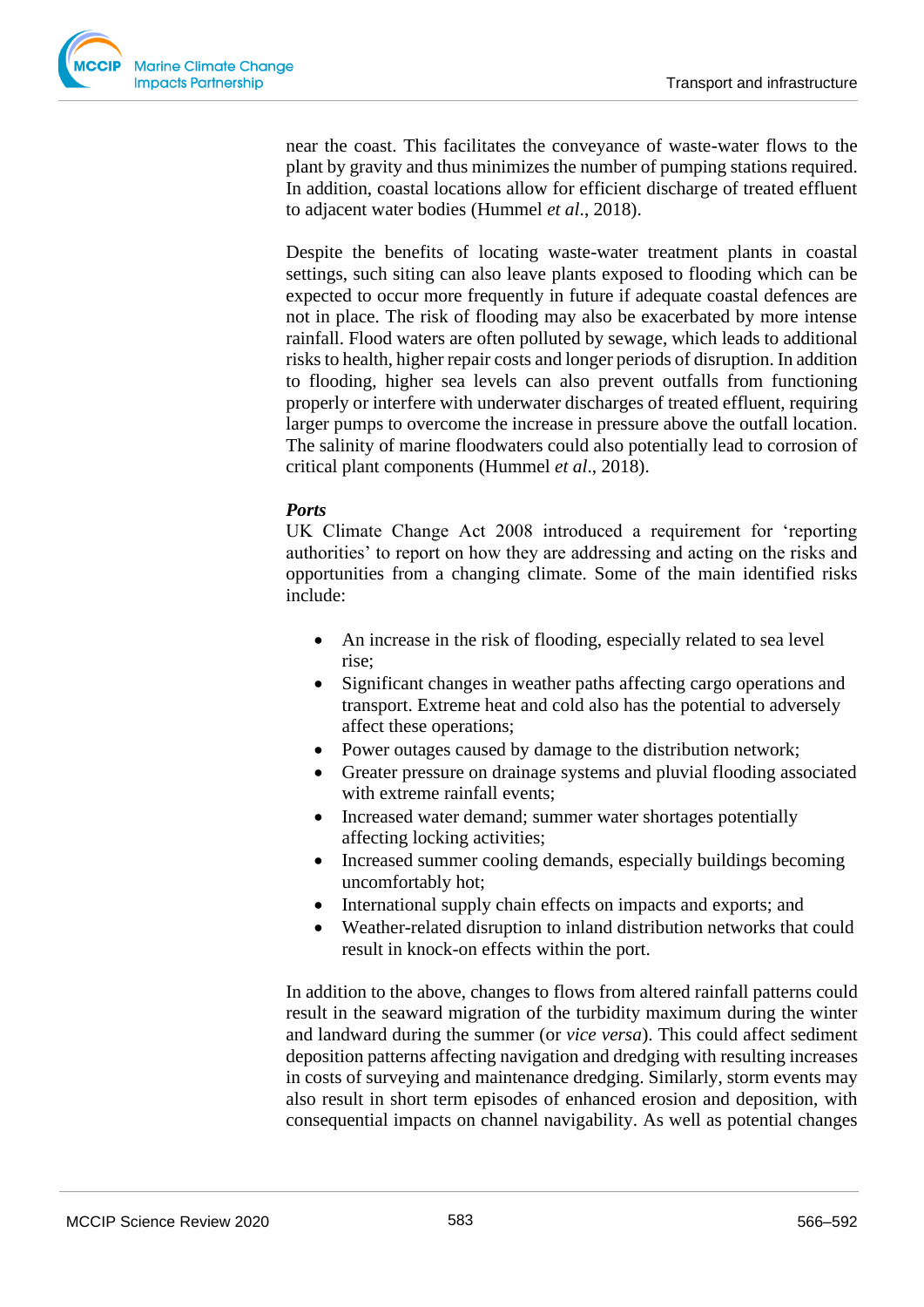near the coast. This facilitates the conveyance of waste-water flows to the plant by gravity and thus minimizes the number of pumping stations required. In addition, coastal locations allow for efficient discharge of treated effluent to adjacent water bodies (Hummel *et al*., 2018).

Despite the benefits of locating waste-water treatment plants in coastal settings, such siting can also leave plants exposed to flooding which can be expected to occur more frequently in future if adequate coastal defences are not in place. The risk of flooding may also be exacerbated by more intense rainfall. Flood waters are often polluted by sewage, which leads to additional risks to health, higher repair costs and longer periods of disruption. In addition to flooding, higher sea levels can also prevent outfalls from functioning properly or interfere with underwater discharges of treated effluent, requiring larger pumps to overcome the increase in pressure above the outfall location. The salinity of marine floodwaters could also potentially lead to corrosion of critical plant components (Hummel *et al*., 2018).

***Ports***

UK Climate Change Act 2008 introduced a requirement for 'reporting authorities' to report on how they are addressing and acting on the risks and opportunities from a changing climate. Some of the main identified risks include:

- An increase in the risk of flooding, especially related to sea level rise;
- Significant changes in weather paths affecting cargo operations and transport. Extreme heat and cold also has the potential to adversely affect these operations;
- Power outages caused by damage to the distribution network;
- Greater pressure on drainage systems and pluvial flooding associated with extreme rainfall events;
- Increased water demand; summer water shortages potentially affecting locking activities;
- Increased summer cooling demands, especially buildings becoming uncomfortably hot;
- International supply chain effects on impacts and exports; and
- Weather-related disruption to inland distribution networks that could result in knock-on effects within the port.

In addition to the above, changes to flows from altered rainfall patterns could result in the seaward migration of the turbidity maximum during the winter and landward during the summer (or *vice versa*). This could affect sediment deposition patterns affecting navigation and dredging with resulting increases in costs of surveying and maintenance dredging. Similarly, storm events may also result in short term episodes of enhanced erosion and deposition, with consequential impacts on channel navigability. As well as potential changes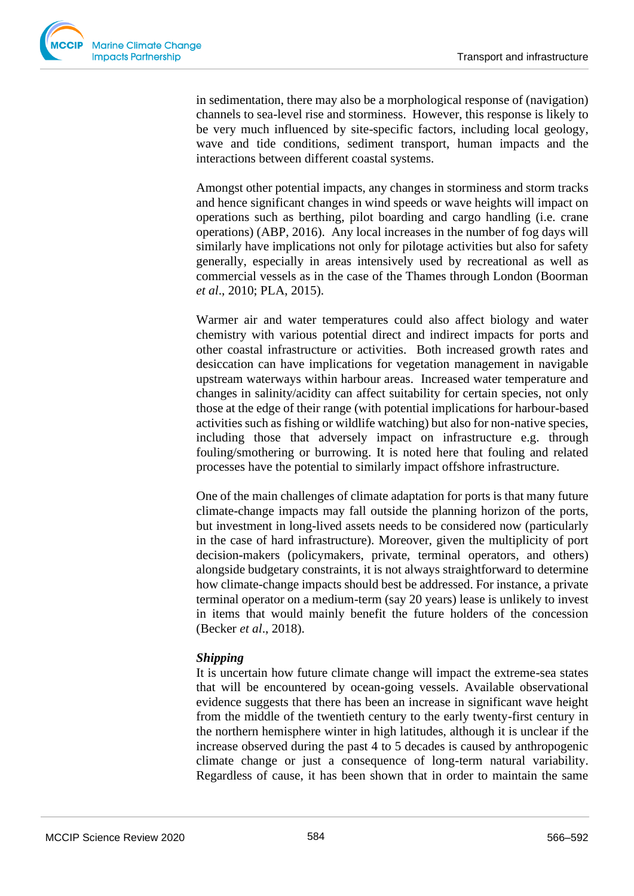in sedimentation, there may also be a morphological response of (navigation) channels to sea-level rise and storminess. However, this response is likely to be very much influenced by site-specific factors, including local geology, wave and tide conditions, sediment transport, human impacts and the interactions between different coastal systems.

Amongst other potential impacts, any changes in storminess and storm tracks and hence significant changes in wind speeds or wave heights will impact on operations such as berthing, pilot boarding and cargo handling (i.e. crane operations) (ABP, 2016). Any local increases in the number of fog days will similarly have implications not only for pilotage activities but also for safety generally, especially in areas intensively used by recreational as well as commercial vessels as in the case of the Thames through London (Boorman *et al*., 2010; PLA, 2015).

Warmer air and water temperatures could also affect biology and water chemistry with various potential direct and indirect impacts for ports and other coastal infrastructure or activities. Both increased growth rates and desiccation can have implications for vegetation management in navigable upstream waterways within harbour areas. Increased water temperature and changes in salinity/acidity can affect suitability for certain species, not only those at the edge of their range (with potential implications for harbour-based activities such as fishing or wildlife watching) but also for non-native species, including those that adversely impact on infrastructure e.g. through fouling/smothering or burrowing. It is noted here that fouling and related processes have the potential to similarly impact offshore infrastructure.

One of the main challenges of climate adaptation for ports is that many future climate-change impacts may fall outside the planning horizon of the ports, but investment in long-lived assets needs to be considered now (particularly in the case of hard infrastructure). Moreover, given the multiplicity of port decision-makers (policymakers, private, terminal operators, and others) alongside budgetary constraints, it is not always straightforward to determine how climate-change impacts should best be addressed. For instance, a private terminal operator on a medium-term (say 20 years) lease is unlikely to invest in items that would mainly benefit the future holders of the concession (Becker *et al*., 2018).

***Shipping***

It is uncertain how future climate change will impact the extreme-sea states that will be encountered by ocean-going vessels. Available observational evidence suggests that there has been an increase in significant wave height from the middle of the twentieth century to the early twenty-first century in the northern hemisphere winter in high latitudes, although it is unclear if the increase observed during the past 4 to 5 decades is caused by anthropogenic climate change or just a consequence of long-term natural variability. Regardless of cause, it has been shown that in order to maintain the same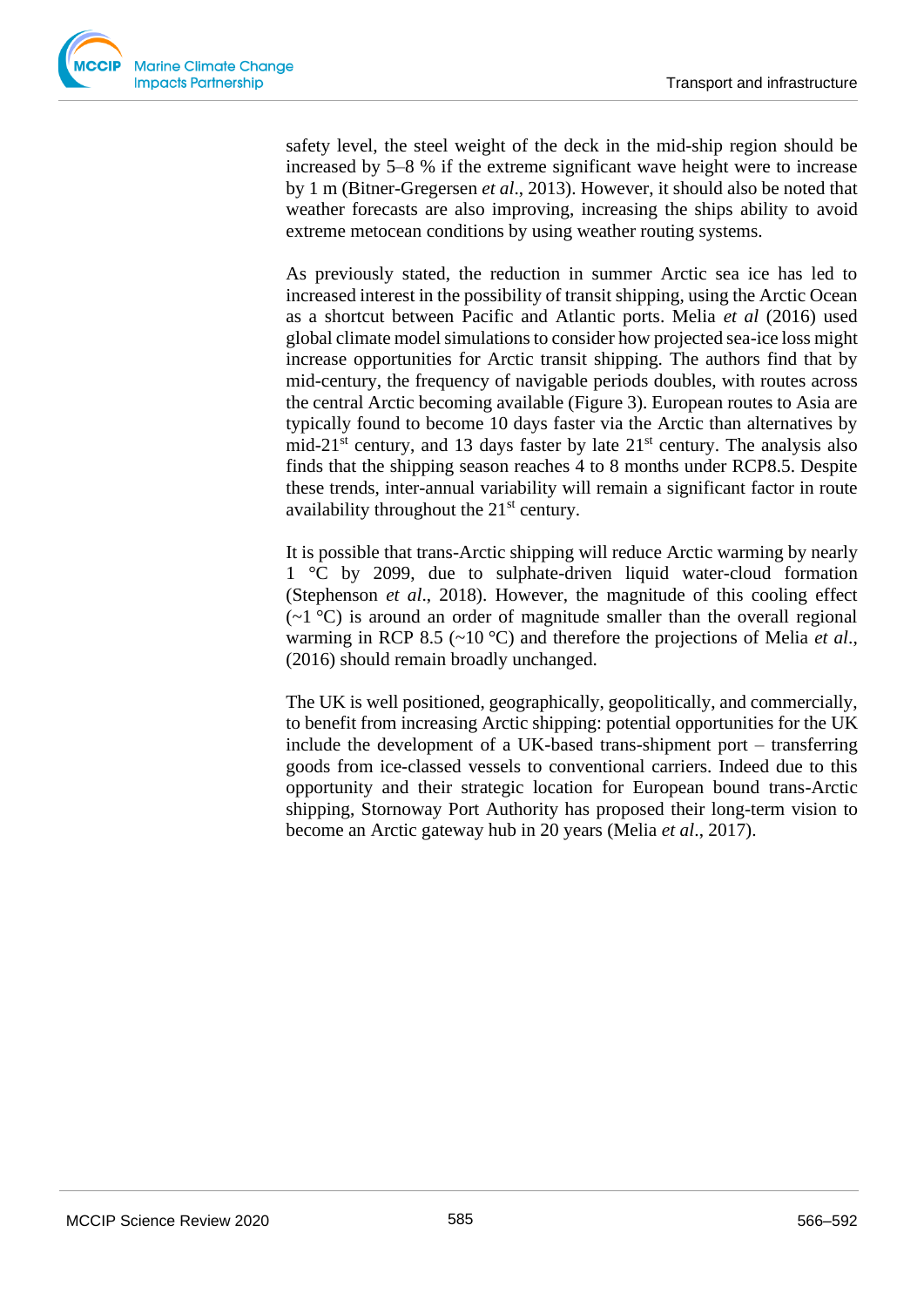safety level, the steel weight of the deck in the mid-ship region should be increased by 5–8 % if the extreme significant wave height were to increase by 1 m (Bitner-Gregersen *et al*., 2013). However, it should also be noted that weather forecasts are also improving, increasing the ships ability to avoid extreme metocean conditions by using weather routing systems.

As previously stated, the reduction in summer Arctic sea ice has led to increased interest in the possibility of transit shipping, using the Arctic Ocean as a shortcut between Pacific and Atlantic ports. Melia *et al* (2016) used global climate model simulations to consider how projected sea-ice loss might increase opportunities for Arctic transit shipping. The authors find that by mid-century, the frequency of navigable periods doubles, with routes across the central Arctic becoming available (Figure 3). European routes to Asia are typically found to become 10 days faster via the Arctic than alternatives by mid-21st century, and 13 days faster by late 21st century. The analysis also finds that the shipping season reaches 4 to 8 months under RCP8.5. Despite these trends, inter-annual variability will remain a significant factor in route availability throughout the 21st century.

It is possible that trans-Arctic shipping will reduce Arctic warming by nearly 1 °C by 2099, due to sulphate-driven liquid water-cloud formation (Stephenson *et al*., 2018). However, the magnitude of this cooling effect (~1 °C) is around an order of magnitude smaller than the overall regional warming in RCP 8.5 (~10 °C) and therefore the projections of Melia *et al*., (2016) should remain broadly unchanged.

The UK is well positioned, geographically, geopolitically, and commercially, to benefit from increasing Arctic shipping: potential opportunities for the UK include the development of a UK-based trans-shipment port – transferring goods from ice-classed vessels to conventional carriers. Indeed due to this opportunity and their strategic location for European bound trans-Arctic shipping, Stornoway Port Authority has proposed their long-term vision to become an Arctic gateway hub in 20 years (Melia *et al*., 2017).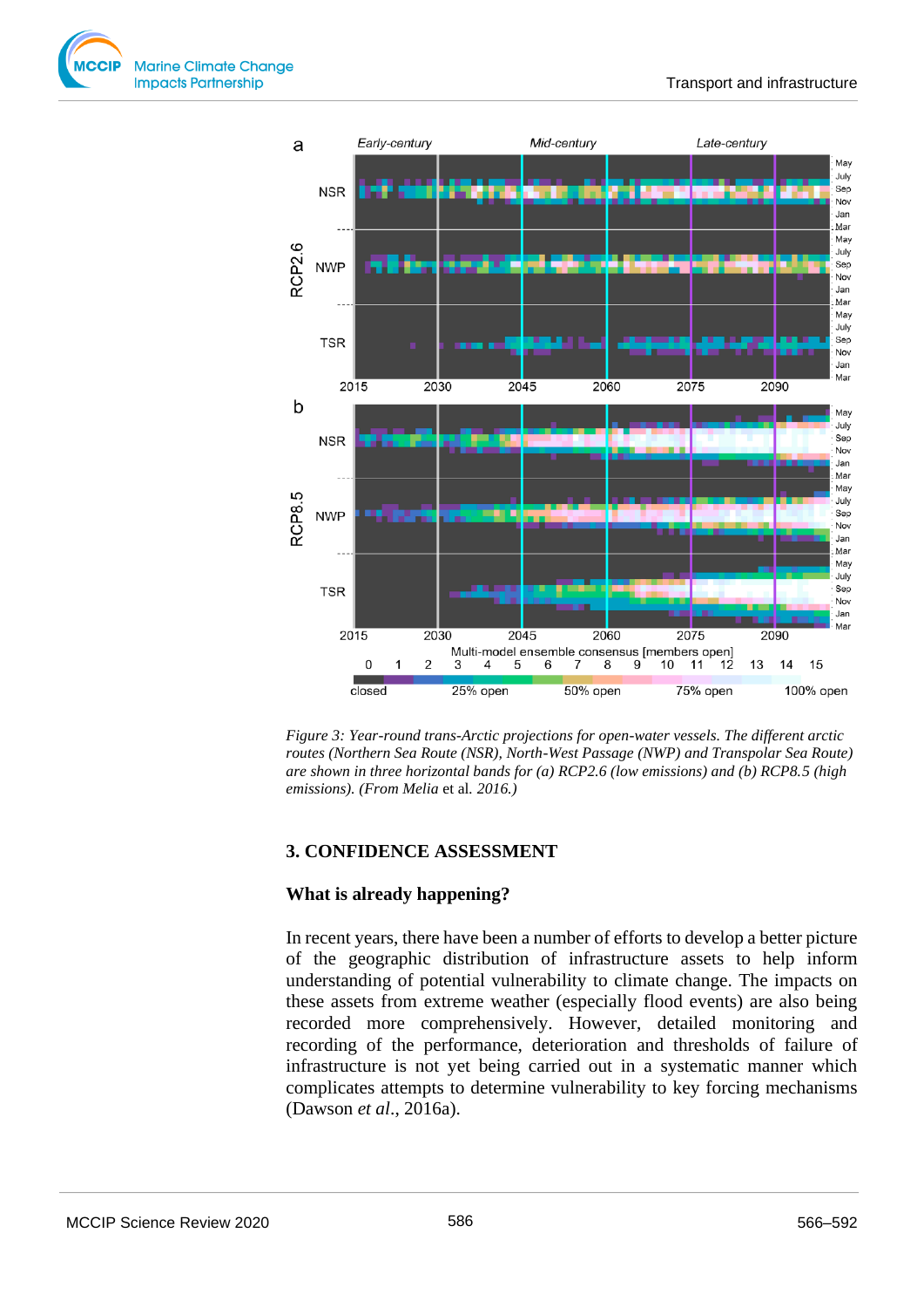*Figure 3: Year-round trans-Arctic projections for open-water vessels. The different arctic routes (Northern Sea Route (NSR), North-West Passage (NWP) and Transpolar Sea Route) are shown in three horizontal bands for (a) RCP2.6 (low emissions) and (b) RCP8.5 (high emissions). (From Melia* et al. *2016.)*

## 3. CONFIDENCE ASSESSMENT

### What is already happening?

In recent years, there have been a number of efforts to develop a better picture of the geographic distribution of infrastructure assets to help inform understanding of potential vulnerability to climate change. The impacts on these assets from extreme weather (especially flood events) are also being recorded more comprehensively. However, detailed monitoring and recording of the performance, deterioration and thresholds of failure of infrastructure is not yet being carried out in a systematic manner which complicates attempts to determine vulnerability to key forcing mechanisms (Dawson *et al*., 2016a).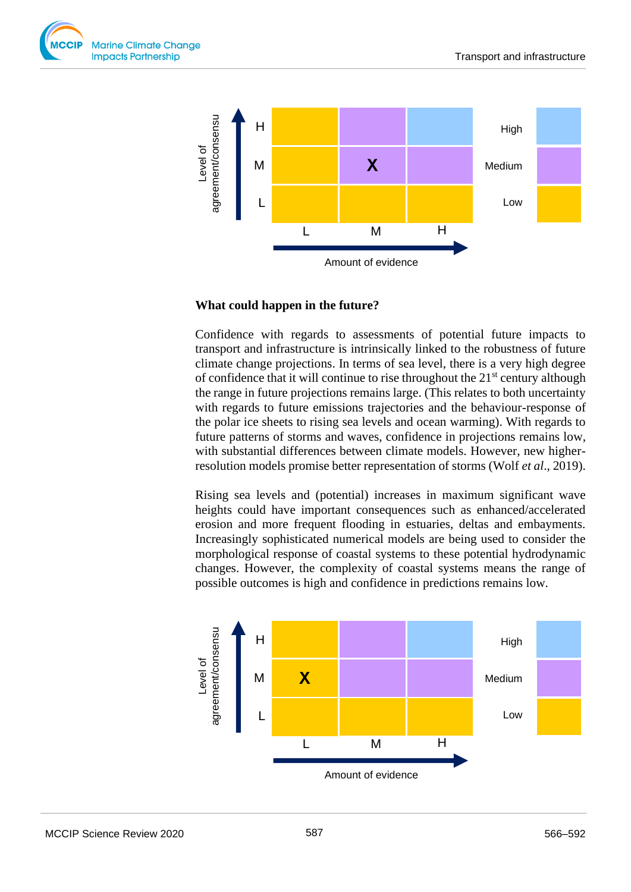| Level of agreement/consensus | L | M | H |
|---|---|---|---|
| H | | | |
| M | | X | |
| L | | | |

Amount of evidence

High / Medium / Low

**What could happen in the future?**

Confidence with regards to assessments of potential future impacts to transport and infrastructure is intrinsically linked to the robustness of future climate change projections. In terms of sea level, there is a very high degree of confidence that it will continue to rise throughout the 21st century although the range in future projections remains large. (This relates to both uncertainty with regards to future emissions trajectories and the behaviour-response of the polar ice sheets to rising sea levels and ocean warming). With regards to future patterns of storms and waves, confidence in projections remains low, with substantial differences between climate models. However, new higher-resolution models promise better representation of storms (Wolf *et al*., 2019).

Rising sea levels and (potential) increases in maximum significant wave heights could have important consequences such as enhanced/accelerated erosion and more frequent flooding in estuaries, deltas and embayments. Increasingly sophisticated numerical models are being used to consider the morphological response of coastal systems to these potential hydrodynamic changes. However, the complexity of coastal systems means the range of possible outcomes is high and confidence in predictions remains low.

| Level of agreement/consensus | L | M | H |
|---|---|---|---|
| H | | | |
| M | X | | |
| L | | | |

Amount of evidence

High / Medium / Low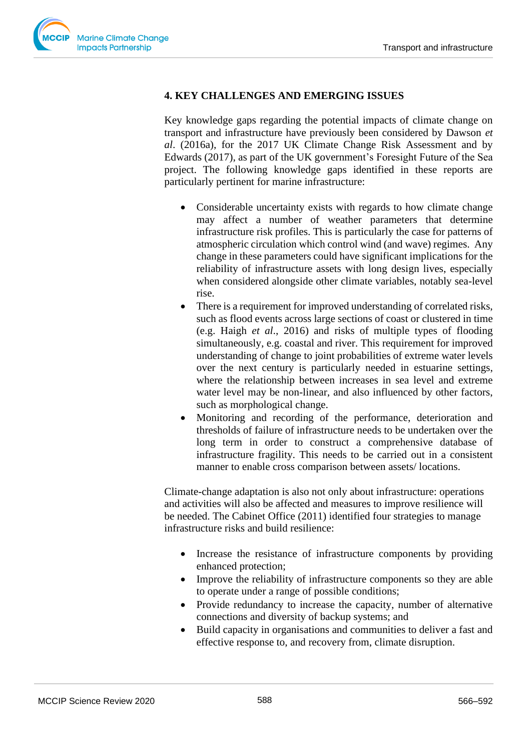## 4. KEY CHALLENGES AND EMERGING ISSUES

Key knowledge gaps regarding the potential impacts of climate change on transport and infrastructure have previously been considered by Dawson *et al*. (2016a), for the 2017 UK Climate Change Risk Assessment and by Edwards (2017), as part of the UK government's Foresight Future of the Sea project. The following knowledge gaps identified in these reports are particularly pertinent for marine infrastructure:

- Considerable uncertainty exists with regards to how climate change may affect a number of weather parameters that determine infrastructure risk profiles. This is particularly the case for patterns of atmospheric circulation which control wind (and wave) regimes. Any change in these parameters could have significant implications for the reliability of infrastructure assets with long design lives, especially when considered alongside other climate variables, notably sea-level rise.
- There is a requirement for improved understanding of correlated risks, such as flood events across large sections of coast or clustered in time (e.g. Haigh *et al*., 2016) and risks of multiple types of flooding simultaneously, e.g. coastal and river. This requirement for improved understanding of change to joint probabilities of extreme water levels over the next century is particularly needed in estuarine settings, where the relationship between increases in sea level and extreme water level may be non-linear, and also influenced by other factors, such as morphological change.
- Monitoring and recording of the performance, deterioration and thresholds of failure of infrastructure needs to be undertaken over the long term in order to construct a comprehensive database of infrastructure fragility. This needs to be carried out in a consistent manner to enable cross comparison between assets/ locations.

Climate-change adaptation is also not only about infrastructure: operations and activities will also be affected and measures to improve resilience will be needed. The Cabinet Office (2011) identified four strategies to manage infrastructure risks and build resilience:

- Increase the resistance of infrastructure components by providing enhanced protection;
- Improve the reliability of infrastructure components so they are able to operate under a range of possible conditions;
- Provide redundancy to increase the capacity, number of alternative connections and diversity of backup systems; and
- Build capacity in organisations and communities to deliver a fast and effective response to, and recovery from, climate disruption.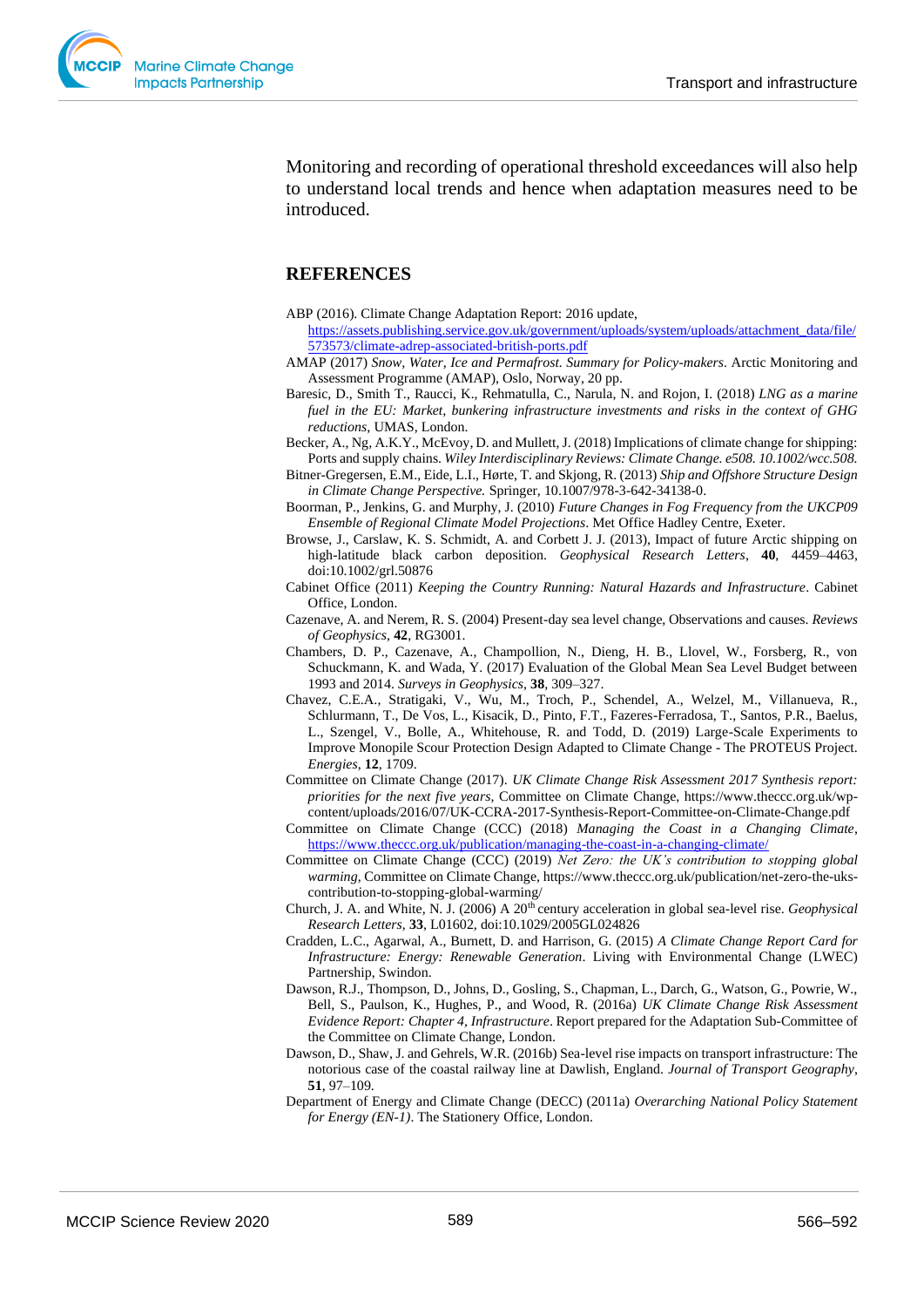Monitoring and recording of operational threshold exceedances will also help to understand local trends and hence when adaptation measures need to be introduced.

## REFERENCES

ABP (2016). Climate Change Adaptation Report: 2016 update, https://assets.publishing.service.gov.uk/government/uploads/system/uploads/attachment_data/file/573573/climate-adrep-associated-british-ports.pdf

AMAP (2017) *Snow, Water, Ice and Permafrost. Summary for Policy-makers*. Arctic Monitoring and Assessment Programme (AMAP), Oslo, Norway, 20 pp.

Baresic, D., Smith T., Raucci, K., Rehmatulla, C., Narula, N. and Rojon, I. (2018) *LNG as a marine fuel in the EU: Market, bunkering infrastructure investments and risks in the context of GHG reductions*, UMAS, London.

Becker, A., Ng, A.K.Y., McEvoy, D. and Mullett, J. (2018) Implications of climate change for shipping: Ports and supply chains. *Wiley Interdisciplinary Reviews: Climate Change. e508. 10.1002/wcc.508.*

Bitner-Gregersen, E.M., Eide, L.I., Hørte, T. and Skjong, R. (2013) *Ship and Offshore Structure Design in Climate Change Perspective.* Springer, 10.1007/978-3-642-34138-0.

Boorman, P., Jenkins, G. and Murphy, J. (2010) *Future Changes in Fog Frequency from the UKCP09 Ensemble of Regional Climate Model Projections*. Met Office Hadley Centre, Exeter.

Browse, J., Carslaw, K. S. Schmidt, A. and Corbett J. J. (2013), Impact of future Arctic shipping on high-latitude black carbon deposition. *Geophysical Research Letters*, **40**, 4459–4463, doi:10.1002/grl.50876

Cabinet Office (2011) *Keeping the Country Running: Natural Hazards and Infrastructure*. Cabinet Office, London.

Cazenave, A. and Nerem, R. S. (2004) Present-day sea level change, Observations and causes. *Reviews of Geophysics*, **42**, RG3001.

Chambers, D. P., Cazenave, A., Champollion, N., Dieng, H. B., Llovel, W., Forsberg, R., von Schuckmann, K. and Wada, Y. (2017) Evaluation of the Global Mean Sea Level Budget between 1993 and 2014. *Surveys in Geophysics*, **38**, 309–327.

Chavez, C.E.A., Stratigaki, V., Wu, M., Troch, P., Schendel, A., Welzel, M., Villanueva, R., Schlurmann, T., De Vos, L., Kisacik, D., Pinto, F.T., Fazeres-Ferradosa, T., Santos, P.R., Baelus, L., Szengel, V., Bolle, A., Whitehouse, R. and Todd, D. (2019) Large-Scale Experiments to Improve Monopile Scour Protection Design Adapted to Climate Change - The PROTEUS Project. *Energies*, **12**, 1709.

Committee on Climate Change (2017). *UK Climate Change Risk Assessment 2017 Synthesis report: priorities for the next five years*, Committee on Climate Change, https://www.theccc.org.uk/wp-content/uploads/2016/07/UK-CCRA-2017-Synthesis-Report-Committee-on-Climate-Change.pdf

Committee on Climate Change (CCC) (2018) *Managing the Coast in a Changing Climate*, https://www.theccc.org.uk/publication/managing-the-coast-in-a-changing-climate/

Committee on Climate Change (CCC) (2019) *Net Zero: the UK's contribution to stopping global warming*, Committee on Climate Change, https://www.theccc.org.uk/publication/net-zero-the-uks-contribution-to-stopping-global-warming/

Church, J. A. and White, N. J. (2006) A 20th century acceleration in global sea-level rise. *Geophysical Research Letters*, **33**, L01602, doi:10.1029/2005GL024826

Cradden, L.C., Agarwal, A., Burnett, D. and Harrison, G. (2015) *A Climate Change Report Card for Infrastructure: Energy: Renewable Generation*. Living with Environmental Change (LWEC) Partnership, Swindon.

Dawson, R.J., Thompson, D., Johns, D., Gosling, S., Chapman, L., Darch, G., Watson, G., Powrie, W., Bell, S., Paulson, K., Hughes, P., and Wood, R. (2016a) *UK Climate Change Risk Assessment Evidence Report: Chapter 4, Infrastructure*. Report prepared for the Adaptation Sub-Committee of the Committee on Climate Change, London.

Dawson, D., Shaw, J. and Gehrels, W.R. (2016b) Sea-level rise impacts on transport infrastructure: The notorious case of the coastal railway line at Dawlish, England. *Journal of Transport Geography*, **51**, 97–109.

Department of Energy and Climate Change (DECC) (2011a) *Overarching National Policy Statement for Energy (EN-1)*. The Stationery Office, London.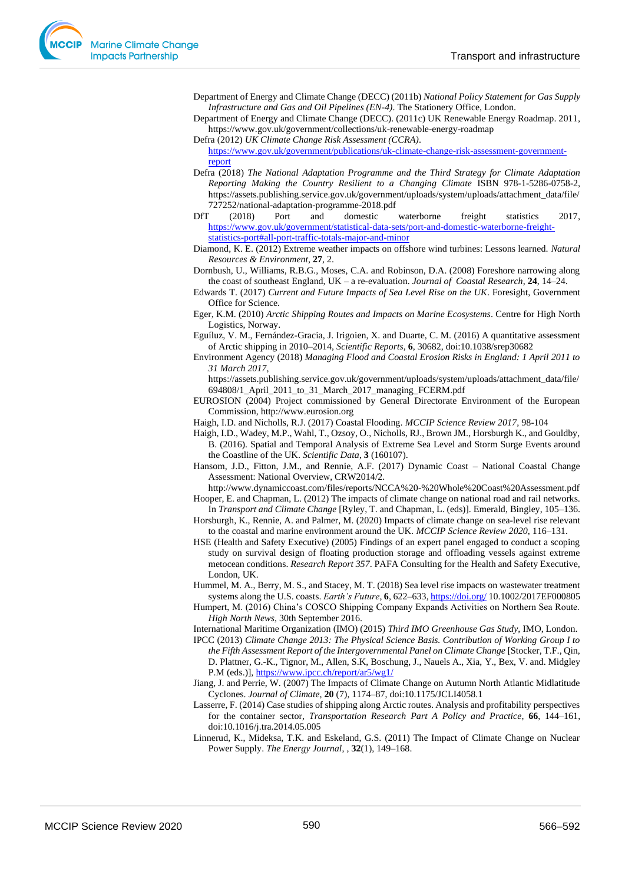Department of Energy and Climate Change (DECC) (2011b) *National Policy Statement for Gas Supply Infrastructure and Gas and Oil Pipelines (EN-4)*. The Stationery Office, London.

Department of Energy and Climate Change (DECC). (2011c) UK Renewable Energy Roadmap. 2011, https://www.gov.uk/government/collections/uk-renewable-energy-roadmap

Defra (2012) *UK Climate Change Risk Assessment (CCRA)*. https://www.gov.uk/government/publications/uk-climate-change-risk-assessment-government-report

Defra (2018) *The National Adaptation Programme and the Third Strategy for Climate Adaptation Reporting Making the Country Resilient to a Changing Climate* ISBN 978-1-5286-0758-2, https://assets.publishing.service.gov.uk/government/uploads/system/uploads/attachment_data/file/727252/national-adaptation-programme-2018.pdf

DfT (2018) Port and domestic waterborne freight statistics 2017, https://www.gov.uk/government/statistical-data-sets/port-and-domestic-waterborne-freight-statistics-port#all-port-traffic-totals-major-and-minor

Diamond, K. E. (2012) Extreme weather impacts on offshore wind turbines: Lessons learned. *Natural Resources & Environment*, **27**, 2.

Dornbush, U., Williams, R.B.G., Moses, C.A. and Robinson, D.A. (2008) Foreshore narrowing along the coast of southeast England, UK – a re-evaluation. *Journal of Coastal Research*, **24**, 14–24.

Edwards T. (2017) *Current and Future Impacts of Sea Level Rise on the UK*. Foresight, Government Office for Science.

Eger, K.M. (2010) *Arctic Shipping Routes and Impacts on Marine Ecosystems*. Centre for High North Logistics, Norway.

Eguíluz, V. M., Fernández-Gracia, J. Irigoien, X. and Duarte, C. M. (2016) A quantitative assessment of Arctic shipping in 2010–2014, *Scientific Reports*, **6**, 30682, doi:10.1038/srep30682

Environment Agency (2018) *Managing Flood and Coastal Erosion Risks in England: 1 April 2011 to 31 March 2017*, https://assets.publishing.service.gov.uk/government/uploads/system/uploads/attachment_data/file/694808/1_April_2011_to_31_March_2017_managing_FCERM.pdf

EUROSION (2004) Project commissioned by General Directorate Environment of the European Commission, http://www.eurosion.org

Haigh, I.D. and Nicholls, R.J. (2017) Coastal Flooding. *MCCIP Science Review 2017*, 98-104

Haigh, I.D., Wadey, M.P., Wahl, T., Ozsoy, O., Nicholls, RJ., Brown JM., Horsburgh K., and Gouldby, B. (2016). Spatial and Temporal Analysis of Extreme Sea Level and Storm Surge Events around the Coastline of the UK. *Scientific Data*, **3** (160107).

Hansom, J.D., Fitton, J.M., and Rennie, A.F. (2017) Dynamic Coast – National Coastal Change Assessment: National Overview, CRW2014/2. http://www.dynamiccoast.com/files/reports/NCCA%20-%20Whole%20Coast%20Assessment.pdf

Hooper, E. and Chapman, L. (2012) The impacts of climate change on national road and rail networks. In *Transport and Climate Change* [Ryley, T. and Chapman, L. (eds)]. Emerald, Bingley, 105–136.

Horsburgh, K., Rennie, A. and Palmer, M. (2020) Impacts of climate change on sea-level rise relevant to the coastal and marine environment around the UK. *MCCIP Science Review 2020*, 116–131.

HSE (Health and Safety Executive) (2005) Findings of an expert panel engaged to conduct a scoping study on survival design of floating production storage and offloading vessels against extreme metocean conditions. *Research Report 357*. PAFA Consulting for the Health and Safety Executive, London, UK.

Hummel, M. A., Berry, M. S., and Stacey, M. T. (2018) Sea level rise impacts on wastewater treatment systems along the U.S. coasts. *Earth's Future*, **6**, 622–633, https://doi.org/ 10.1002/2017EF000805

Humpert, M. (2016) China's COSCO Shipping Company Expands Activities on Northern Sea Route. *High North News*, 30th September 2016.

International Maritime Organization (IMO) (2015) *Third IMO Greenhouse Gas Study*, IMO, London.

IPCC (2013) *Climate Change 2013: The Physical Science Basis. Contribution of Working Group I to the Fifth Assessment Report of the Intergovernmental Panel on Climate Change* [Stocker, T.F., Qin, D. Plattner, G.-K., Tignor, M., Allen, S.K, Boschung, J., Nauels A., Xia, Y., Bex, V. and. Midgley P.M (eds.)], https://www.ipcc.ch/report/ar5/wg1/

Jiang, J. and Perrie, W. (2007) The Impacts of Climate Change on Autumn North Atlantic Midlatitude Cyclones. *Journal of Climate*, **20** (7), 1174–87, doi:10.1175/JCLI4058.1

Lasserre, F. (2014) Case studies of shipping along Arctic routes. Analysis and profitability perspectives for the container sector, *Transportation Research Part A Policy and Practice*, **66**, 144–161, doi:10.1016/j.tra.2014.05.005

Linnerud, K., Mideksa, T.K. and Eskeland, G.S. (2011) The Impact of Climate Change on Nuclear Power Supply. *The Energy Journal*, , **32**(1), 149–168.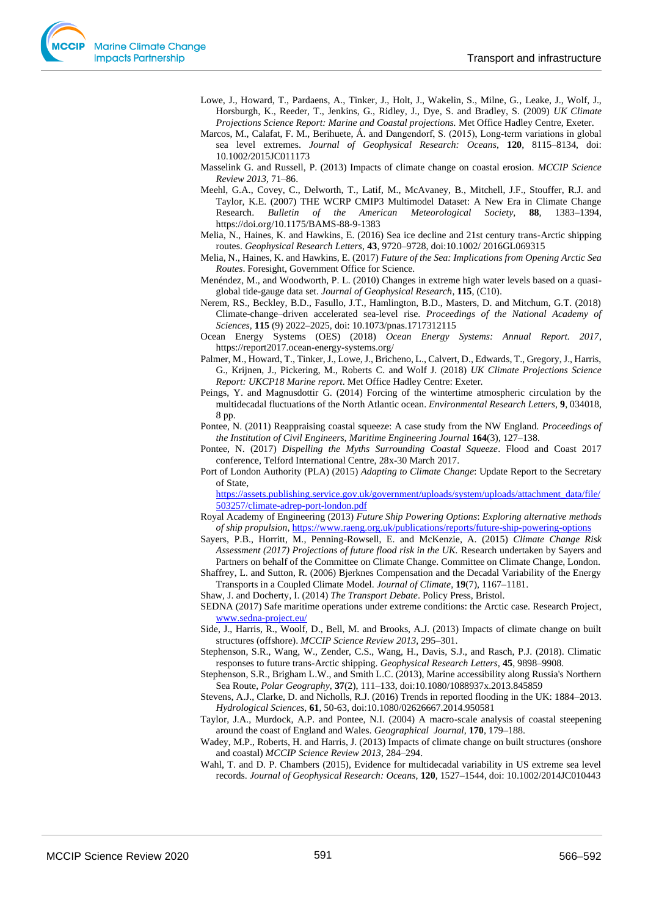Lowe, J., Howard, T., Pardaens, A., Tinker, J., Holt, J., Wakelin, S., Milne, G., Leake, J., Wolf, J., Horsburgh, K., Reeder, T., Jenkins, G., Ridley, J., Dye, S. and Bradley, S. (2009) *UK Climate Projections Science Report: Marine and Coastal projections.* Met Office Hadley Centre, Exeter.

Marcos, M., Calafat, F. M., Berihuete, Á. and Dangendorf, S. (2015), Long-term variations in global sea level extremes. *Journal of Geophysical Research: Oceans*, **120**, 8115–8134, doi: 10.1002/2015JC011173

Masselink G. and Russell, P. (2013) Impacts of climate change on coastal erosion. *MCCIP Science Review 2013*, 71–86.

Meehl, G.A., Covey, C., Delworth, T., Latif, M., McAvaney, B., Mitchell, J.F., Stouffer, R.J. and Taylor, K.E. (2007) THE WCRP CMIP3 Multimodel Dataset: A New Era in Climate Change Research. *Bulletin of the American Meteorological Society*, **88**, 1383–1394, https://doi.org/10.1175/BAMS-88-9-1383

Melia, N., Haines, K. and Hawkins, E. (2016) Sea ice decline and 21st century trans-Arctic shipping routes. *Geophysical Research Letters*, **43**, 9720–9728, doi:10.1002/ 2016GL069315

Melia, N., Haines, K. and Hawkins, E. (2017) *Future of the Sea: Implications from Opening Arctic Sea Routes*. Foresight, Government Office for Science.

Menéndez, M., and Woodworth, P. L. (2010) Changes in extreme high water levels based on a quasi-global tide-gauge data set. *Journal of Geophysical Research*, **115**, (C10).

Nerem, RS., Beckley, B.D., Fasullo, J.T., Hamlington, B.D., Masters, D. and Mitchum, G.T. (2018) Climate-change–driven accelerated sea-level rise. *Proceedings of the National Academy of Sciences*, **115** (9) 2022–2025, doi: 10.1073/pnas.1717312115

Ocean Energy Systems (OES) (2018) *Ocean Energy Systems: Annual Report. 2017*, https://report2017.ocean-energy-systems.org/

Palmer, M., Howard, T., Tinker, J., Lowe, J., Bricheno, L., Calvert, D., Edwards, T., Gregory, J., Harris, G., Krijnen, J., Pickering, M., Roberts C. and Wolf J. (2018) *UK Climate Projections Science Report: UKCP18 Marine report*. Met Office Hadley Centre: Exeter.

Peings, Y. and Magnusdottir G. (2014) Forcing of the wintertime atmospheric circulation by the multidecadal fluctuations of the North Atlantic ocean. *Environmental Research Letters*, **9**, 034018, 8 pp.

Pontee, N. (2011) Reappraising coastal squeeze: A case study from the NW England. *Proceedings of the Institution of Civil Engineers, Maritime Engineering Journal* **164**(3), 127–138.

Pontee, N. (2017) *Dispelling the Myths Surrounding Coastal Squeeze*. Flood and Coast 2017 conference, Telford International Centre, 28x-30 March 2017.

Port of London Authority (PLA) (2015) *Adapting to Climate Change*: Update Report to the Secretary of State, https://assets.publishing.service.gov.uk/government/uploads/system/uploads/attachment_data/file/503257/climate-adrep-port-london.pdf

Royal Academy of Engineering (2013) *Future Ship Powering Options*: *Exploring alternative methods of ship propulsion*, https://www.raeng.org.uk/publications/reports/future-ship-powering-options

Sayers, P.B., Horritt, M., Penning-Rowsell, E. and McKenzie, A. (2015) *Climate Change Risk Assessment (2017) Projections of future flood risk in the UK.* Research undertaken by Sayers and Partners on behalf of the Committee on Climate Change. Committee on Climate Change, London.

Shaffrey, L. and Sutton, R. (2006) Bjerknes Compensation and the Decadal Variability of the Energy Transports in a Coupled Climate Model. *Journal of Climate*, **19**(7), 1167–1181.

Shaw, J. and Docherty, I. (2014) *The Transport Debate*. Policy Press, Bristol.

SEDNA (2017) Safe maritime operations under extreme conditions: the Arctic case. Research Project, www.sedna-project.eu/

Side, J., Harris, R., Woolf, D., Bell, M. and Brooks, A.J. (2013) Impacts of climate change on built structures (offshore). *MCCIP Science Review 2013*, 295–301.

Stephenson, S.R., Wang, W., Zender, C.S., Wang, H., Davis, S.J., and Rasch, P.J. (2018). Climatic responses to future trans-Arctic shipping. *Geophysical Research Letters*, **45**, 9898–9908.

Stephenson, S.R., Brigham L.W., and Smith L.C. (2013), Marine accessibility along Russia's Northern Sea Route, *Polar Geography*, **37**(2), 111–133, doi:10.1080/1088937x.2013.845859

Stevens, A.J., Clarke, D. and Nicholls, R.J. (2016) Trends in reported flooding in the UK: 1884–2013. *Hydrological Sciences*, **61**, 50-63, doi:10.1080/02626667.2014.950581

Taylor, J.A., Murdock, A.P. and Pontee, N.I. (2004) A macro-scale analysis of coastal steepening around the coast of England and Wales. *Geographical Journal*, **170**, 179–188.

Wadey, M.P., Roberts, H. and Harris, J. (2013) Impacts of climate change on built structures (onshore and coastal) *MCCIP Science Review 2013*, 284–294.

Wahl, T. and D. P. Chambers (2015), Evidence for multidecadal variability in US extreme sea level records. *Journal of Geophysical Research: Oceans*, **120**, 1527–1544, doi: 10.1002/2014JC010443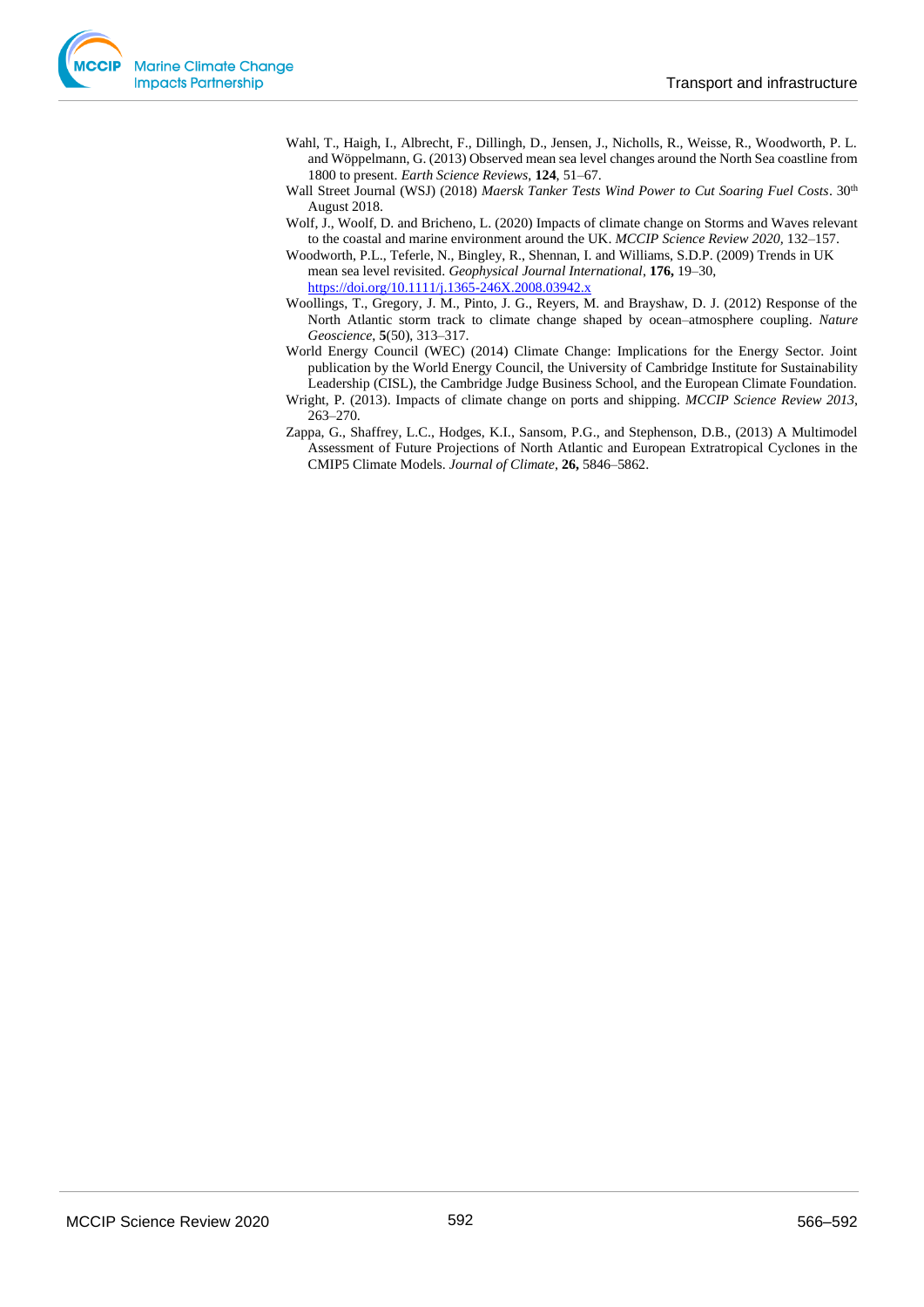Wahl, T., Haigh, I., Albrecht, F., Dillingh, D., Jensen, J., Nicholls, R., Weisse, R., Woodworth, P. L. and Wöppelmann, G. (2013) Observed mean sea level changes around the North Sea coastline from 1800 to present. *Earth Science Reviews*, **124**, 51–67.

Wall Street Journal (WSJ) (2018) *Maersk Tanker Tests Wind Power to Cut Soaring Fuel Costs*. 30th August 2018.

Wolf, J., Woolf, D. and Bricheno, L. (2020) Impacts of climate change on Storms and Waves relevant to the coastal and marine environment around the UK. *MCCIP Science Review 2020*, 132–157.

Woodworth, P.L., Teferle, N., Bingley, R., Shennan, I. and Williams, S.D.P. (2009) Trends in UK mean sea level revisited. *Geophysical Journal International*, **176,** 19–30, https://doi.org/10.1111/j.1365-246X.2008.03942.x

Woollings, T., Gregory, J. M., Pinto, J. G., Reyers, M. and Brayshaw, D. J. (2012) Response of the North Atlantic storm track to climate change shaped by ocean–atmosphere coupling. *Nature Geoscience*, **5**(50), 313–317.

World Energy Council (WEC) (2014) Climate Change: Implications for the Energy Sector. Joint publication by the World Energy Council, the University of Cambridge Institute for Sustainability Leadership (CISL), the Cambridge Judge Business School, and the European Climate Foundation.

Wright, P. (2013). Impacts of climate change on ports and shipping. *MCCIP Science Review 2013*, 263–270.

Zappa, G., Shaffrey, L.C., Hodges, K.I., Sansom, P.G., and Stephenson, D.B., (2013) A Multimodel Assessment of Future Projections of North Atlantic and European Extratropical Cyclones in the CMIP5 Climate Models. *Journal of Climate*, **26,** 5846–5862.